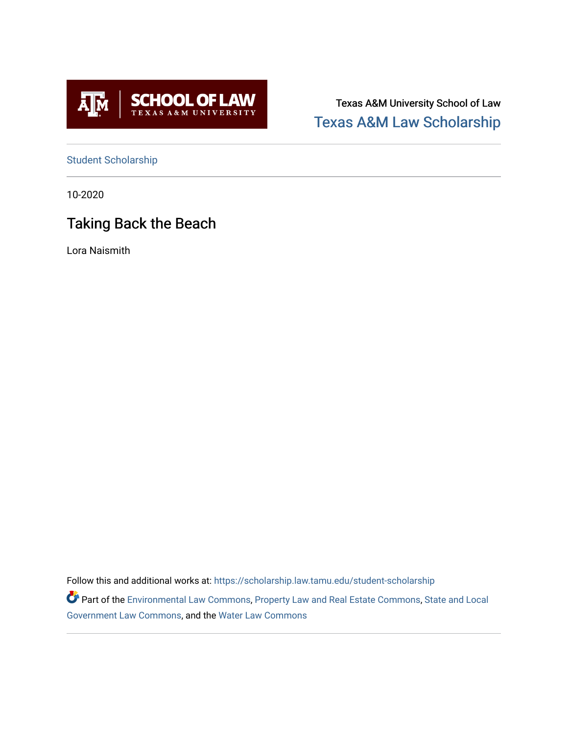SCHOOL OF LAW
TEXAS A&M UNIVERSITY

Texas A&M University School of Law

Texas A&M Law Scholarship

Student Scholarship

10-2020

# Taking Back the Beach

Lora Naismith

Follow this and additional works at: https://scholarship.law.tamu.edu/student-scholarship

Part of the Environmental Law Commons, Property Law and Real Estate Commons, State and Local Government Law Commons, and the Water Law Commons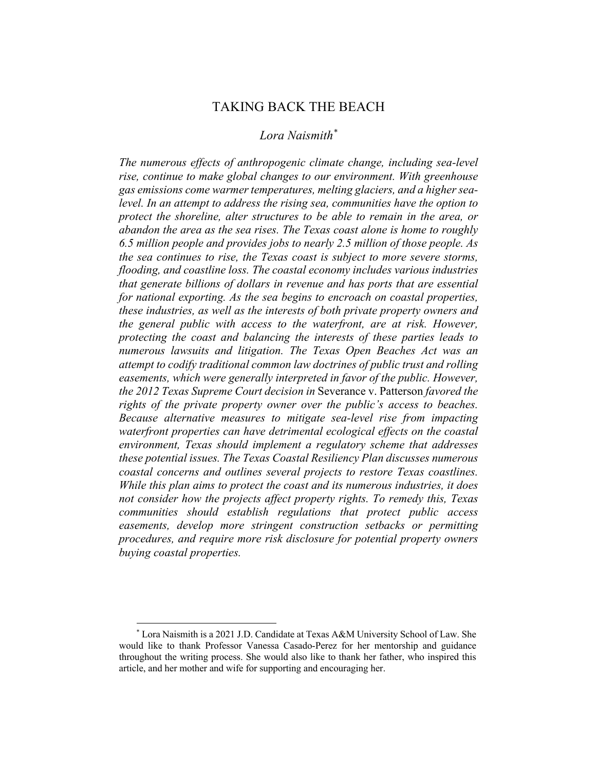# TAKING BACK THE BEACH

*Lora Naismith*[*]

*The numerous effects of anthropogenic climate change, including sea-level rise, continue to make global changes to our environment. With greenhouse gas emissions come warmer temperatures, melting glaciers, and a higher sea-level. In an attempt to address the rising sea, communities have the option to protect the shoreline, alter structures to be able to remain in the area, or abandon the area as the sea rises. The Texas coast alone is home to roughly 6.5 million people and provides jobs to nearly 2.5 million of those people. As the sea continues to rise, the Texas coast is subject to more severe storms, flooding, and coastline loss. The coastal economy includes various industries that generate billions of dollars in revenue and has ports that are essential for national exporting. As the sea begins to encroach on coastal properties, these industries, as well as the interests of both private property owners and the general public with access to the waterfront, are at risk. However, protecting the coast and balancing the interests of these parties leads to numerous lawsuits and litigation. The Texas Open Beaches Act was an attempt to codify traditional common law doctrines of public trust and rolling easements, which were generally interpreted in favor of the public. However, the 2012 Texas Supreme Court decision in* Severance v. Patterson *favored the rights of the private property owner over the public's access to beaches. Because alternative measures to mitigate sea-level rise from impacting waterfront properties can have detrimental ecological effects on the coastal environment, Texas should implement a regulatory scheme that addresses these potential issues. The Texas Coastal Resiliency Plan discusses numerous coastal concerns and outlines several projects to restore Texas coastlines. While this plan aims to protect the coast and its numerous industries, it does not consider how the projects affect property rights. To remedy this, Texas communities should establish regulations that protect public access easements, develop more stringent construction setbacks or permitting procedures, and require more risk disclosure for potential property owners buying coastal properties.*

[*] Lora Naismith is a 2021 J.D. Candidate at Texas A&M University School of Law. She would like to thank Professor Vanessa Casado-Perez for her mentorship and guidance throughout the writing process. She would also like to thank her father, who inspired this article, and her mother and wife for supporting and encouraging her.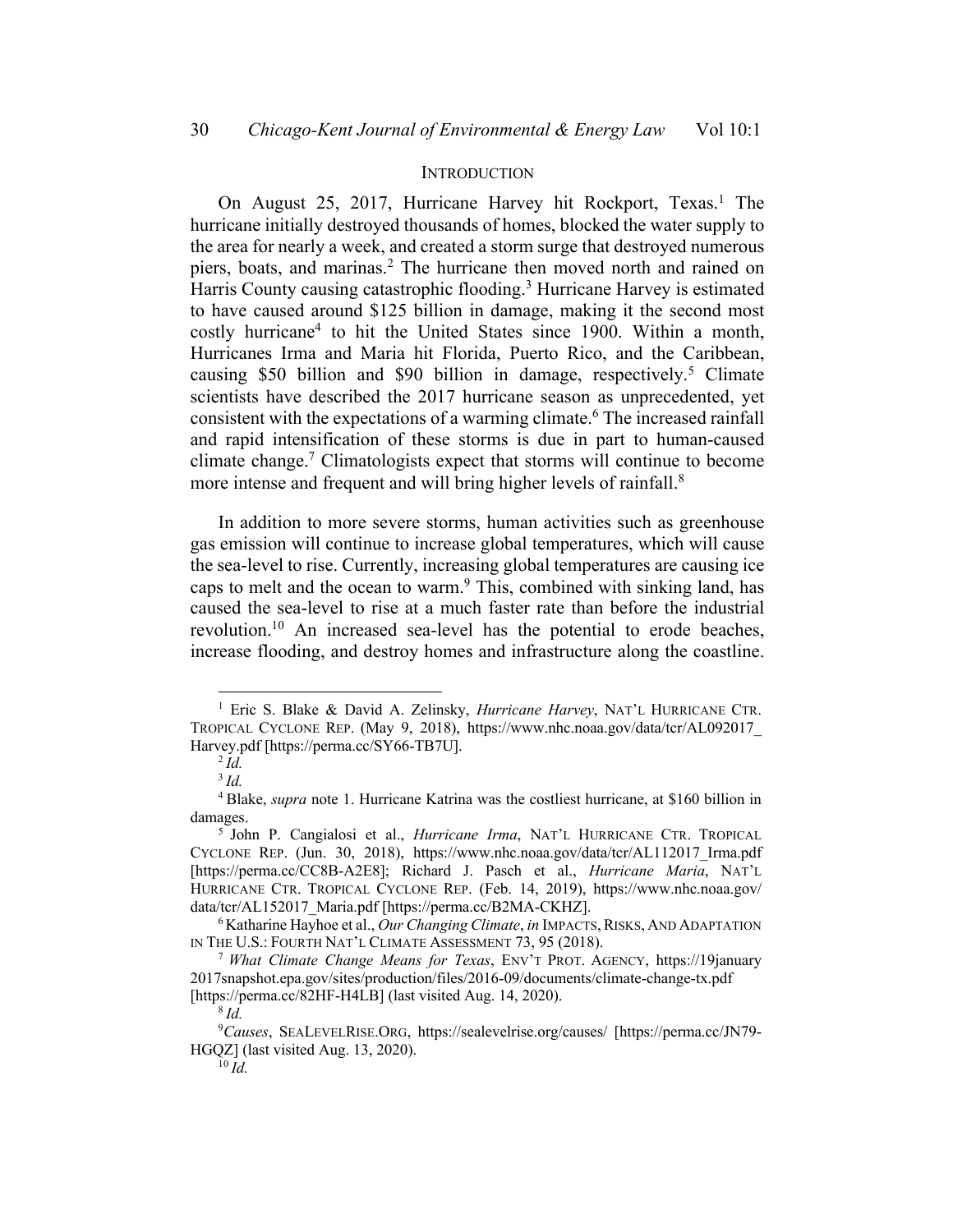## INTRODUCTION

On August 25, 2017, Hurricane Harvey hit Rockport, Texas.[1] The hurricane initially destroyed thousands of homes, blocked the water supply to the area for nearly a week, and created a storm surge that destroyed numerous piers, boats, and marinas.[2] The hurricane then moved north and rained on Harris County causing catastrophic flooding.[3] Hurricane Harvey is estimated to have caused around $125 billion in damage, making it the second most costly hurricane[4] to hit the United States since 1900. Within a month, Hurricanes Irma and Maria hit Florida, Puerto Rico, and the Caribbean, causing $50 billion and $90 billion in damage, respectively.[5] Climate scientists have described the 2017 hurricane season as unprecedented, yet consistent with the expectations of a warming climate.[6] The increased rainfall and rapid intensification of these storms is due in part to human-caused climate change.[7] Climatologists expect that storms will continue to become more intense and frequent and will bring higher levels of rainfall.[8]

In addition to more severe storms, human activities such as greenhouse gas emission will continue to increase global temperatures, which will cause the sea-level to rise. Currently, increasing global temperatures are causing ice caps to melt and the ocean to warm.[9] This, combined with sinking land, has caused the sea-level to rise at a much faster rate than before the industrial revolution.[10] An increased sea-level has the potential to erode beaches, increase flooding, and destroy homes and infrastructure along the coastline.

---

[1] Eric S. Blake & David A. Zelinsky, *Hurricane Harvey*, NAT'L HURRICANE CTR. TROPICAL CYCLONE REP. (May 9, 2018), https://www.nhc.noaa.gov/data/tcr/AL092017_Harvey.pdf [https://perma.cc/SY66-TB7U].

[2] *Id.*

[3] *Id.*

[4] Blake, *supra* note 1. Hurricane Katrina was the costliest hurricane, at $160 billion in damages.

[5] John P. Cangialosi et al., *Hurricane Irma*, NAT'L HURRICANE CTR. TROPICAL CYCLONE REP. (Jun. 30, 2018), https://www.nhc.noaa.gov/data/tcr/AL112017_Irma.pdf [https://perma.cc/CC8B-A2E8]; Richard J. Pasch et al., *Hurricane Maria*, NAT'L HURRICANE CTR. TROPICAL CYCLONE REP. (Feb. 14, 2019), https://www.nhc.noaa.gov/data/tcr/AL152017_Maria.pdf [https://perma.cc/B2MA-CKHZ].

[6] Katharine Hayhoe et al., *Our Changing Climate*, *in* IMPACTS, RISKS, AND ADAPTATION IN THE U.S.: FOURTH NAT'L CLIMATE ASSESSMENT 73, 95 (2018).

[7] *What Climate Change Means for Texas*, ENV'T PROT. AGENCY, https://19january2017snapshot.epa.gov/sites/production/files/2016-09/documents/climate-change-tx.pdf [https://perma.cc/82HF-H4LB] (last visited Aug. 14, 2020).

[8] *Id.*

[9] *Causes*, SEALEVELRISE.ORG, https://sealevelrise.org/causes/ [https://perma.cc/JN79-HGQZ] (last visited Aug. 13, 2020).

[10] *Id.*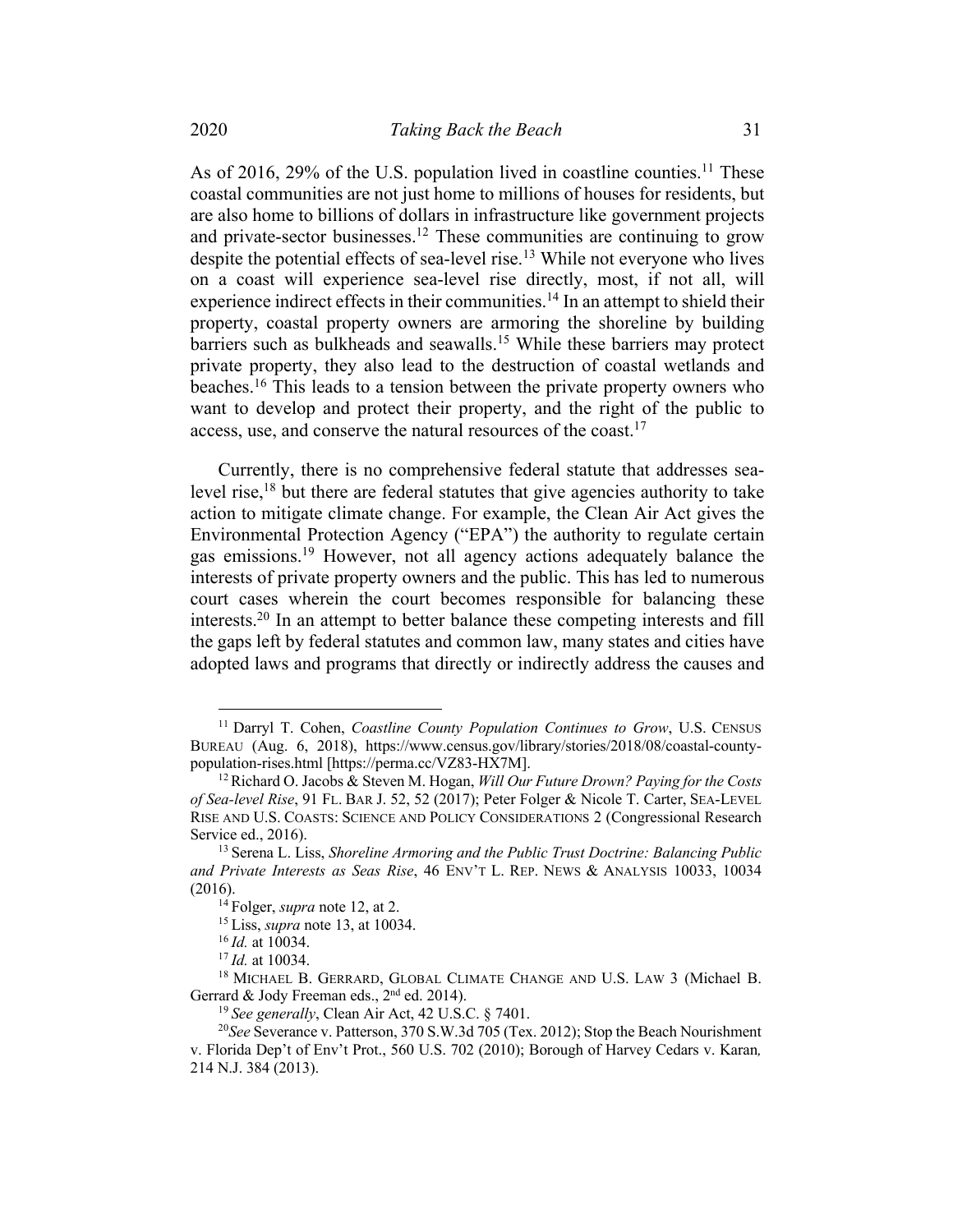As of 2016, 29% of the U.S. population lived in coastline counties.[11] These coastal communities are not just home to millions of houses for residents, but are also home to billions of dollars in infrastructure like government projects and private-sector businesses.[12] These communities are continuing to grow despite the potential effects of sea-level rise.[13] While not everyone who lives on a coast will experience sea-level rise directly, most, if not all, will experience indirect effects in their communities.[14] In an attempt to shield their property, coastal property owners are armoring the shoreline by building barriers such as bulkheads and seawalls.[15] While these barriers may protect private property, they also lead to the destruction of coastal wetlands and beaches.[16] This leads to a tension between the private property owners who want to develop and protect their property, and the right of the public to access, use, and conserve the natural resources of the coast.[17]

Currently, there is no comprehensive federal statute that addresses sea-level rise,[18] but there are federal statutes that give agencies authority to take action to mitigate climate change. For example, the Clean Air Act gives the Environmental Protection Agency ("EPA") the authority to regulate certain gas emissions.[19] However, not all agency actions adequately balance the interests of private property owners and the public. This has led to numerous court cases wherein the court becomes responsible for balancing these interests.[20] In an attempt to better balance these competing interests and fill the gaps left by federal statutes and common law, many states and cities have adopted laws and programs that directly or indirectly address the causes and

---

[11] Darryl T. Cohen, *Coastline County Population Continues to Grow*, U.S. CENSUS BUREAU (Aug. 6, 2018), https://www.census.gov/library/stories/2018/08/coastal-county-population-rises.html [https://perma.cc/VZ83-HX7M].

[12] Richard O. Jacobs & Steven M. Hogan, *Will Our Future Drown? Paying for the Costs of Sea-level Rise*, 91 FL. BAR J. 52, 52 (2017); Peter Folger & Nicole T. Carter, SEA-LEVEL RISE AND U.S. COASTS: SCIENCE AND POLICY CONSIDERATIONS 2 (Congressional Research Service ed., 2016).

[13] Serena L. Liss, *Shoreline Armoring and the Public Trust Doctrine: Balancing Public and Private Interests as Seas Rise*, 46 ENV'T L. REP. NEWS & ANALYSIS 10033, 10034 (2016).

[14] Folger, *supra* note 12, at 2.

[15] Liss, *supra* note 13, at 10034.

[16] *Id.* at 10034.

[17] *Id.* at 10034.

[18] MICHAEL B. GERRARD, GLOBAL CLIMATE CHANGE AND U.S. LAW 3 (Michael B. Gerrard & Jody Freeman eds., 2nd ed. 2014).

[19] *See generally*, Clean Air Act, 42 U.S.C. § 7401.

[20] *See* Severance v. Patterson, 370 S.W.3d 705 (Tex. 2012); Stop the Beach Nourishment v. Florida Dep't of Env't Prot., 560 U.S. 702 (2010); Borough of Harvey Cedars v. Karan*,* 214 N.J. 384 (2013).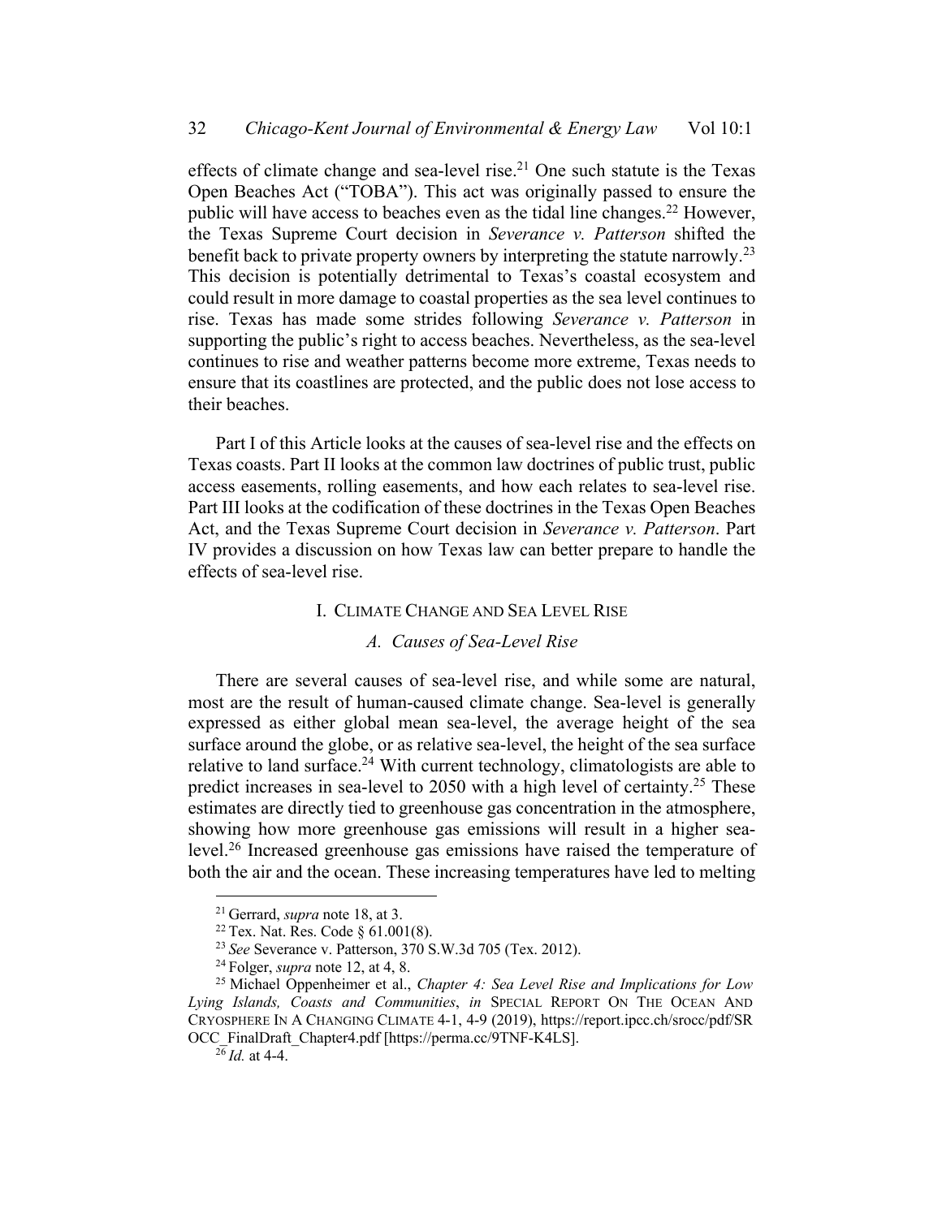effects of climate change and sea-level rise.[21] One such statute is the Texas Open Beaches Act ("TOBA"). This act was originally passed to ensure the public will have access to beaches even as the tidal line changes.[22] However, the Texas Supreme Court decision in *Severance v. Patterson* shifted the benefit back to private property owners by interpreting the statute narrowly.[23] This decision is potentially detrimental to Texas's coastal ecosystem and could result in more damage to coastal properties as the sea level continues to rise. Texas has made some strides following *Severance v. Patterson* in supporting the public's right to access beaches. Nevertheless, as the sea-level continues to rise and weather patterns become more extreme, Texas needs to ensure that its coastlines are protected, and the public does not lose access to their beaches.

Part I of this Article looks at the causes of sea-level rise and the effects on Texas coasts. Part II looks at the common law doctrines of public trust, public access easements, rolling easements, and how each relates to sea-level rise. Part III looks at the codification of these doctrines in the Texas Open Beaches Act, and the Texas Supreme Court decision in *Severance v. Patterson*. Part IV provides a discussion on how Texas law can better prepare to handle the effects of sea-level rise.

## I. CLIMATE CHANGE AND SEA LEVEL RISE

### A. *Causes of Sea-Level Rise*

There are several causes of sea-level rise, and while some are natural, most are the result of human-caused climate change. Sea-level is generally expressed as either global mean sea-level, the average height of the sea surface around the globe, or as relative sea-level, the height of the sea surface relative to land surface.[24] With current technology, climatologists are able to predict increases in sea-level to 2050 with a high level of certainty.[25] These estimates are directly tied to greenhouse gas concentration in the atmosphere, showing how more greenhouse gas emissions will result in a higher sea-level.[26] Increased greenhouse gas emissions have raised the temperature of both the air and the ocean. These increasing temperatures have led to melting

---

[21] Gerrard, *supra* note 18, at 3.

[22] Tex. Nat. Res. Code § 61.001(8).

[23] *See* Severance v. Patterson, 370 S.W.3d 705 (Tex. 2012).

[24] Folger, *supra* note 12, at 4, 8.

[25] Michael Oppenheimer et al., *Chapter 4: Sea Level Rise and Implications for Low Lying Islands, Coasts and Communities*, *in* SPECIAL REPORT ON THE OCEAN AND CRYOSPHERE IN A CHANGING CLIMATE 4-1, 4-9 (2019), https://report.ipcc.ch/srocc/pdf/SROCC_FinalDraft_Chapter4.pdf [https://perma.cc/9TNF-K4LS].

[26] *Id.* at 4-4.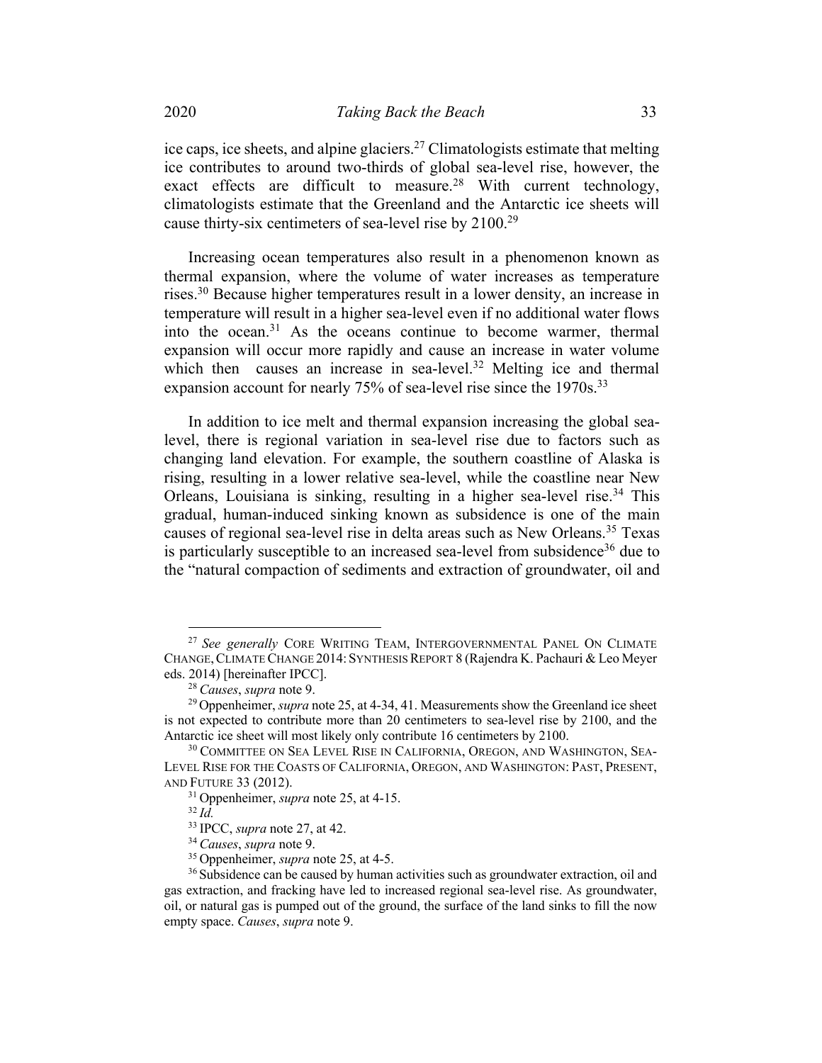ice caps, ice sheets, and alpine glaciers.[27] Climatologists estimate that melting ice contributes to around two-thirds of global sea-level rise, however, the exact effects are difficult to measure.[28] With current technology, climatologists estimate that the Greenland and the Antarctic ice sheets will cause thirty-six centimeters of sea-level rise by 2100.[29]

Increasing ocean temperatures also result in a phenomenon known as thermal expansion, where the volume of water increases as temperature rises.[30] Because higher temperatures result in a lower density, an increase in temperature will result in a higher sea-level even if no additional water flows into the ocean.[31] As the oceans continue to become warmer, thermal expansion will occur more rapidly and cause an increase in water volume which then causes an increase in sea-level.[32] Melting ice and thermal expansion account for nearly 75% of sea-level rise since the 1970s.[33]

In addition to ice melt and thermal expansion increasing the global sea-level, there is regional variation in sea-level rise due to factors such as changing land elevation. For example, the southern coastline of Alaska is rising, resulting in a lower relative sea-level, while the coastline near New Orleans, Louisiana is sinking, resulting in a higher sea-level rise.[34] This gradual, human-induced sinking known as subsidence is one of the main causes of regional sea-level rise in delta areas such as New Orleans.[35] Texas is particularly susceptible to an increased sea-level from subsidence[36] due to the "natural compaction of sediments and extraction of groundwater, oil and

---

[27] *See generally* CORE WRITING TEAM, INTERGOVERNMENTAL PANEL ON CLIMATE CHANGE, CLIMATE CHANGE 2014: SYNTHESIS REPORT 8 (Rajendra K. Pachauri & Leo Meyer eds. 2014) [hereinafter IPCC].

[28] *Causes*, *supra* note 9.

[29] Oppenheimer, *supra* note 25, at 4-34, 41. Measurements show the Greenland ice sheet is not expected to contribute more than 20 centimeters to sea-level rise by 2100, and the Antarctic ice sheet will most likely only contribute 16 centimeters by 2100.

[30] COMMITTEE ON SEA LEVEL RISE IN CALIFORNIA, OREGON, AND WASHINGTON, SEA-LEVEL RISE FOR THE COASTS OF CALIFORNIA, OREGON, AND WASHINGTON: PAST, PRESENT, AND FUTURE 33 (2012).

[31] Oppenheimer, *supra* note 25, at 4-15.

[32] *Id.*

[33] IPCC, *supra* note 27, at 42.

[34] *Causes*, *supra* note 9.

[35] Oppenheimer, *supra* note 25, at 4-5.

[36] Subsidence can be caused by human activities such as groundwater extraction, oil and gas extraction, and fracking have led to increased regional sea-level rise. As groundwater, oil, or natural gas is pumped out of the ground, the surface of the land sinks to fill the now empty space. *Causes*, *supra* note 9.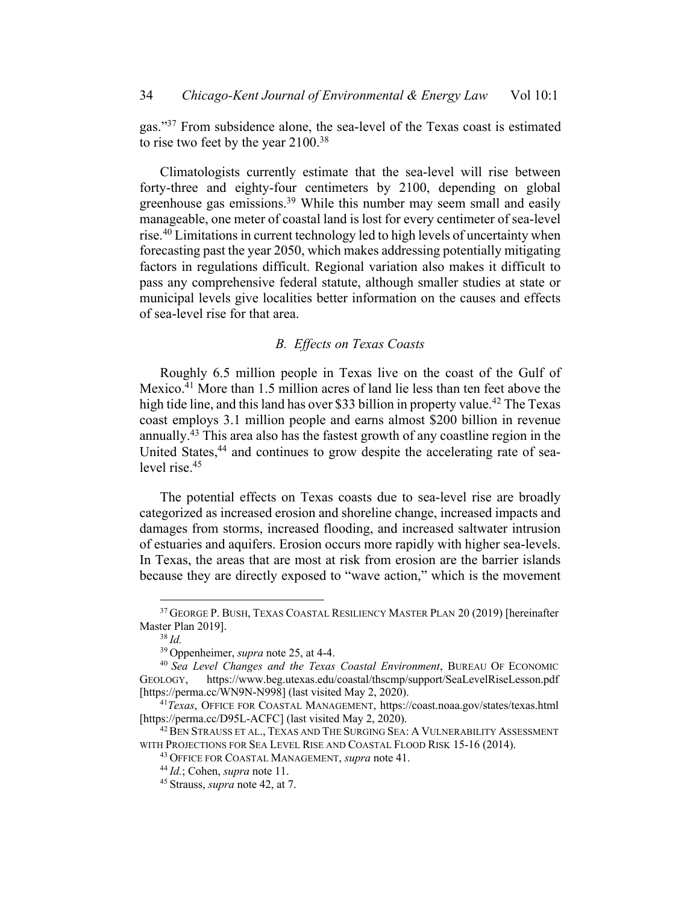gas."[37] From subsidence alone, the sea-level of the Texas coast is estimated to rise two feet by the year 2100.[38]

Climatologists currently estimate that the sea-level will rise between forty-three and eighty-four centimeters by 2100, depending on global greenhouse gas emissions.[39] While this number may seem small and easily manageable, one meter of coastal land is lost for every centimeter of sea-level rise.[40] Limitations in current technology led to high levels of uncertainty when forecasting past the year 2050, which makes addressing potentially mitigating factors in regulations difficult. Regional variation also makes it difficult to pass any comprehensive federal statute, although smaller studies at state or municipal levels give localities better information on the causes and effects of sea-level rise for that area.

### *B. Effects on Texas Coasts*

Roughly 6.5 million people in Texas live on the coast of the Gulf of Mexico.[41] More than 1.5 million acres of land lie less than ten feet above the high tide line, and this land has over $33 billion in property value.[42] The Texas coast employs 3.1 million people and earns almost $200 billion in revenue annually.[43] This area also has the fastest growth of any coastline region in the United States,[44] and continues to grow despite the accelerating rate of sea-level rise.[45]

The potential effects on Texas coasts due to sea-level rise are broadly categorized as increased erosion and shoreline change, increased impacts and damages from storms, increased flooding, and increased saltwater intrusion of estuaries and aquifers. Erosion occurs more rapidly with higher sea-levels. In Texas, the areas that are most at risk from erosion are the barrier islands because they are directly exposed to "wave action," which is the movement

---

[37] GEORGE P. BUSH, TEXAS COASTAL RESILIENCY MASTER PLAN 20 (2019) [hereinafter Master Plan 2019].

[38] *Id.*

[39] Oppenheimer, *supra* note 25, at 4-4.

[40] *Sea Level Changes and the Texas Coastal Environment*, BUREAU OF ECONOMIC GEOLOGY, https://www.beg.utexas.edu/coastal/thscmp/support/SeaLevelRiseLesson.pdf [https://perma.cc/WN9N-N998] (last visited May 2, 2020).

[41] *Texas*, OFFICE FOR COASTAL MANAGEMENT, https://coast.noaa.gov/states/texas.html [https://perma.cc/D95L-ACFC] (last visited May 2, 2020).

[42] BEN STRAUSS ET AL., TEXAS AND THE SURGING SEA: A VULNERABILITY ASSESSMENT WITH PROJECTIONS FOR SEA LEVEL RISE AND COASTAL FLOOD RISK 15-16 (2014).

[43] OFFICE FOR COASTAL MANAGEMENT, *supra* note 41.

[44] *Id.*; Cohen, *supra* note 11.

[45] Strauss, *supra* note 42, at 7.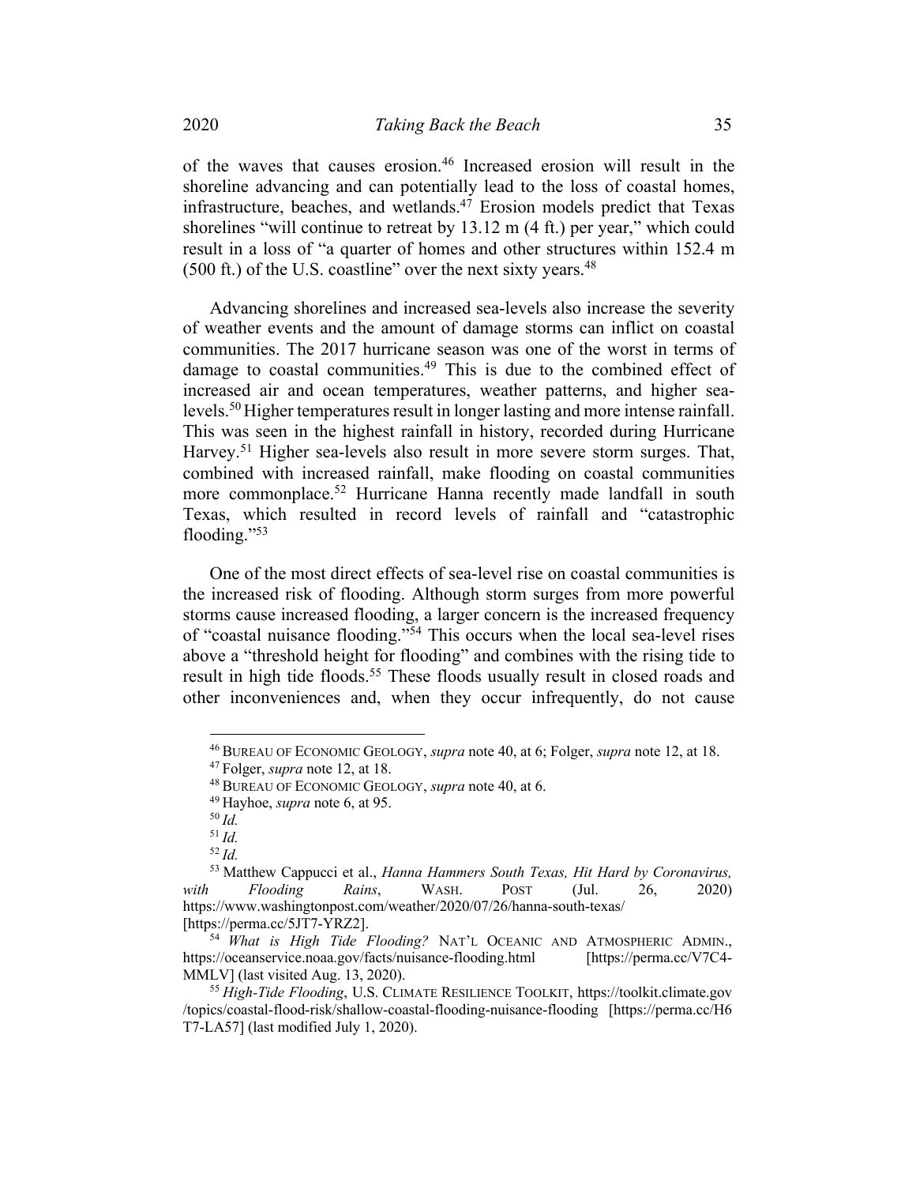of the waves that causes erosion.[46] Increased erosion will result in the shoreline advancing and can potentially lead to the loss of coastal homes, infrastructure, beaches, and wetlands.[47] Erosion models predict that Texas shorelines "will continue to retreat by 13.12 m (4 ft.) per year," which could result in a loss of "a quarter of homes and other structures within 152.4 m (500 ft.) of the U.S. coastline" over the next sixty years.[48]

Advancing shorelines and increased sea-levels also increase the severity of weather events and the amount of damage storms can inflict on coastal communities. The 2017 hurricane season was one of the worst in terms of damage to coastal communities.[49] This is due to the combined effect of increased air and ocean temperatures, weather patterns, and higher sea-levels.[50] Higher temperatures result in longer lasting and more intense rainfall. This was seen in the highest rainfall in history, recorded during Hurricane Harvey.[51] Higher sea-levels also result in more severe storm surges. That, combined with increased rainfall, make flooding on coastal communities more commonplace.[52] Hurricane Hanna recently made landfall in south Texas, which resulted in record levels of rainfall and "catastrophic flooding."[53]

One of the most direct effects of sea-level rise on coastal communities is the increased risk of flooding. Although storm surges from more powerful storms cause increased flooding, a larger concern is the increased frequency of "coastal nuisance flooding."[54] This occurs when the local sea-level rises above a "threshold height for flooding" and combines with the rising tide to result in high tide floods.[55] These floods usually result in closed roads and other inconveniences and, when they occur infrequently, do not cause

---

[46] BUREAU OF ECONOMIC GEOLOGY, *supra* note 40, at 6; Folger, *supra* note 12, at 18.

[47] Folger, *supra* note 12, at 18.

[48] BUREAU OF ECONOMIC GEOLOGY, *supra* note 40, at 6.

[49] Hayhoe, *supra* note 6, at 95.

[50] *Id.*

[51] *Id.*

[52] *Id.*

[53] Matthew Cappucci et al., *Hanna Hammers South Texas, Hit Hard by Coronavirus, with Flooding Rains*, WASH. POST (Jul. 26, 2020) https://www.washingtonpost.com/weather/2020/07/26/hanna-south-texas/ [https://perma.cc/5JT7-YRZ2].

[54] *What is High Tide Flooding?* NAT'L OCEANIC AND ATMOSPHERIC ADMIN., https://oceanservice.noaa.gov/facts/nuisance-flooding.html [https://perma.cc/V7C4-MMLV] (last visited Aug. 13, 2020).

[55] *High-Tide Flooding*, U.S. CLIMATE RESILIENCE TOOLKIT, https://toolkit.climate.gov/topics/coastal-flood-risk/shallow-coastal-flooding-nuisance-flooding [https://perma.cc/H6T7-LA57] (last modified July 1, 2020).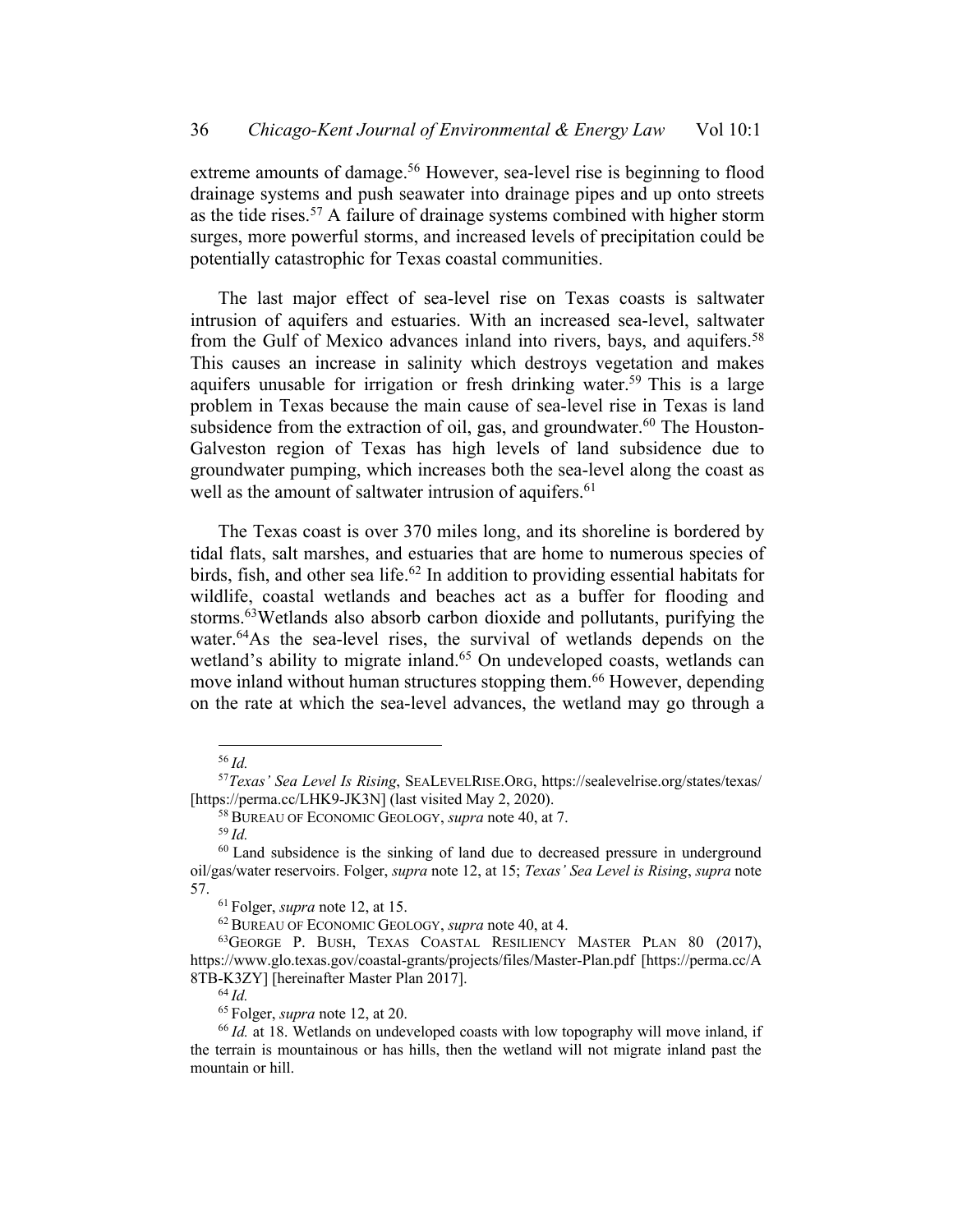extreme amounts of damage.[56] However, sea-level rise is beginning to flood drainage systems and push seawater into drainage pipes and up onto streets as the tide rises.[57] A failure of drainage systems combined with higher storm surges, more powerful storms, and increased levels of precipitation could be potentially catastrophic for Texas coastal communities.

The last major effect of sea-level rise on Texas coasts is saltwater intrusion of aquifers and estuaries. With an increased sea-level, saltwater from the Gulf of Mexico advances inland into rivers, bays, and aquifers.[58] This causes an increase in salinity which destroys vegetation and makes aquifers unusable for irrigation or fresh drinking water.[59] This is a large problem in Texas because the main cause of sea-level rise in Texas is land subsidence from the extraction of oil, gas, and groundwater.[60] The Houston-Galveston region of Texas has high levels of land subsidence due to groundwater pumping, which increases both the sea-level along the coast as well as the amount of saltwater intrusion of aquifers.[61]

The Texas coast is over 370 miles long, and its shoreline is bordered by tidal flats, salt marshes, and estuaries that are home to numerous species of birds, fish, and other sea life.[62] In addition to providing essential habitats for wildlife, coastal wetlands and beaches act as a buffer for flooding and storms.[63]Wetlands also absorb carbon dioxide and pollutants, purifying the water.[64]As the sea-level rises, the survival of wetlands depends on the wetland's ability to migrate inland.[65] On undeveloped coasts, wetlands can move inland without human structures stopping them.[66] However, depending on the rate at which the sea-level advances, the wetland may go through a

---

[56] *Id.*

[57] *Texas' Sea Level Is Rising*, SEALEVELRISE.ORG, https://sealevelrise.org/states/texas/ [https://perma.cc/LHK9-JK3N] (last visited May 2, 2020).

[58] BUREAU OF ECONOMIC GEOLOGY, *supra* note 40, at 7.

[59] *Id.*

[60] Land subsidence is the sinking of land due to decreased pressure in underground oil/gas/water reservoirs. Folger, *supra* note 12, at 15; *Texas' Sea Level is Rising*, *supra* note 57.

[61] Folger, *supra* note 12, at 15.

[62] BUREAU OF ECONOMIC GEOLOGY, *supra* note 40, at 4.

[63] GEORGE P. BUSH, TEXAS COASTAL RESILIENCY MASTER PLAN 80 (2017), https://www.glo.texas.gov/coastal-grants/projects/files/Master-Plan.pdf [https://perma.cc/A8TB-K3ZY] [hereinafter Master Plan 2017].

[64] *Id.*

[65] Folger, *supra* note 12, at 20.

[66] *Id.* at 18. Wetlands on undeveloped coasts with low topography will move inland, if the terrain is mountainous or has hills, then the wetland will not migrate inland past the mountain or hill.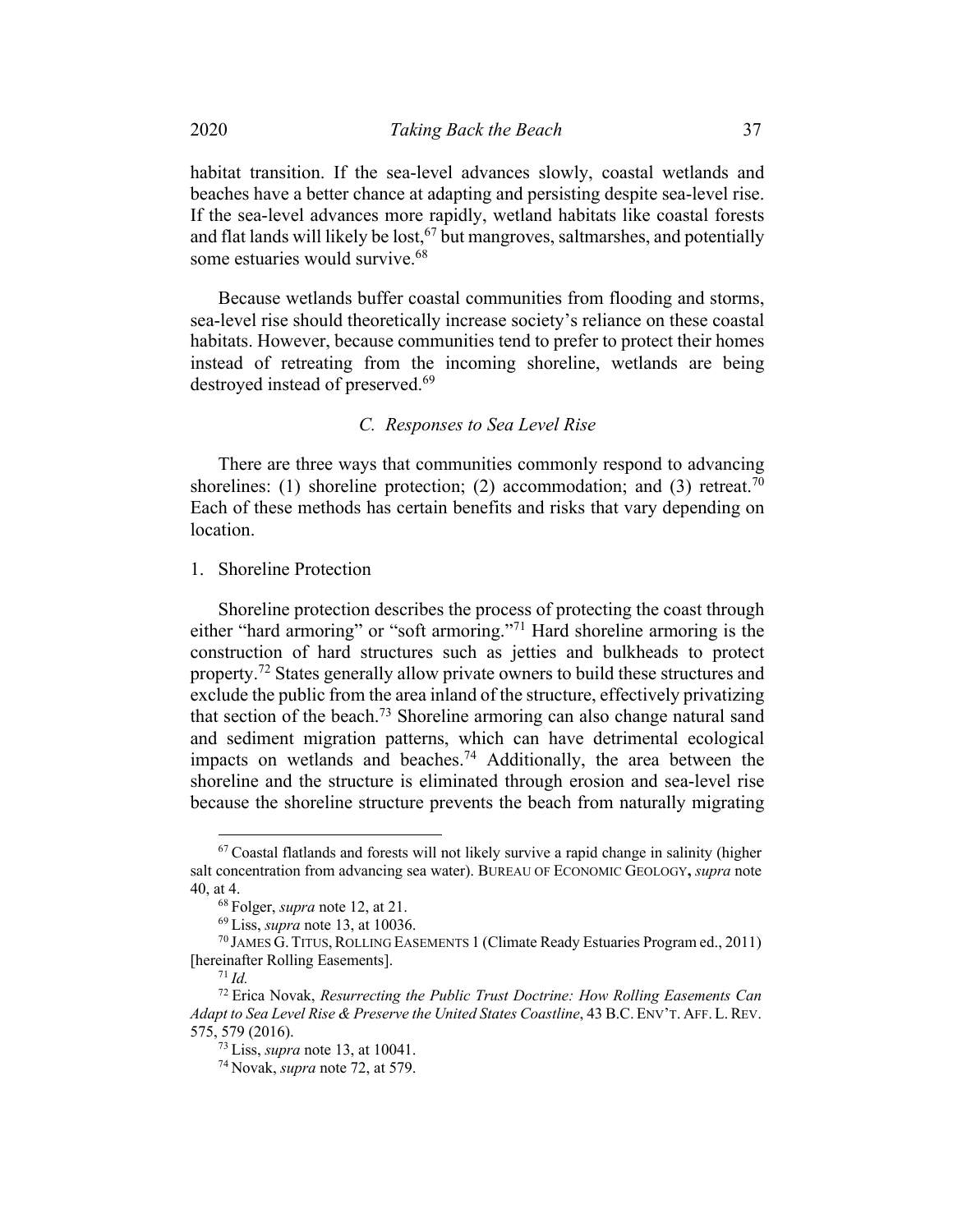habitat transition. If the sea-level advances slowly, coastal wetlands and beaches have a better chance at adapting and persisting despite sea-level rise. If the sea-level advances more rapidly, wetland habitats like coastal forests and flat lands will likely be lost,[67] but mangroves, saltmarshes, and potentially some estuaries would survive.[68]

Because wetlands buffer coastal communities from flooding and storms, sea-level rise should theoretically increase society's reliance on these coastal habitats. However, because communities tend to prefer to protect their homes instead of retreating from the incoming shoreline, wetlands are being destroyed instead of preserved.[69]

### *C. Responses to Sea Level Rise*

There are three ways that communities commonly respond to advancing shorelines: (1) shoreline protection; (2) accommodation; and (3) retreat.[70] Each of these methods has certain benefits and risks that vary depending on location.

#### 1. Shoreline Protection

Shoreline protection describes the process of protecting the coast through either "hard armoring" or "soft armoring."[71] Hard shoreline armoring is the construction of hard structures such as jetties and bulkheads to protect property.[72] States generally allow private owners to build these structures and exclude the public from the area inland of the structure, effectively privatizing that section of the beach.[73] Shoreline armoring can also change natural sand and sediment migration patterns, which can have detrimental ecological impacts on wetlands and beaches.[74] Additionally, the area between the shoreline and the structure is eliminated through erosion and sea-level rise because the shoreline structure prevents the beach from naturally migrating

---

[67] Coastal flatlands and forests will not likely survive a rapid change in salinity (higher salt concentration from advancing sea water). BUREAU OF ECONOMIC GEOLOGY, *supra* note 40, at 4.

[68] Folger, *supra* note 12, at 21.

[69] Liss, *supra* note 13, at 10036.

[70] JAMES G. TITUS, ROLLING EASEMENTS 1 (Climate Ready Estuaries Program ed., 2011) [hereinafter Rolling Easements].

[71] *Id.*

[72] Erica Novak, *Resurrecting the Public Trust Doctrine: How Rolling Easements Can Adapt to Sea Level Rise & Preserve the United States Coastline*, 43 B.C. ENV'T. AFF. L. REV. 575, 579 (2016).

[73] Liss, *supra* note 13, at 10041.

[74] Novak, *supra* note 72, at 579.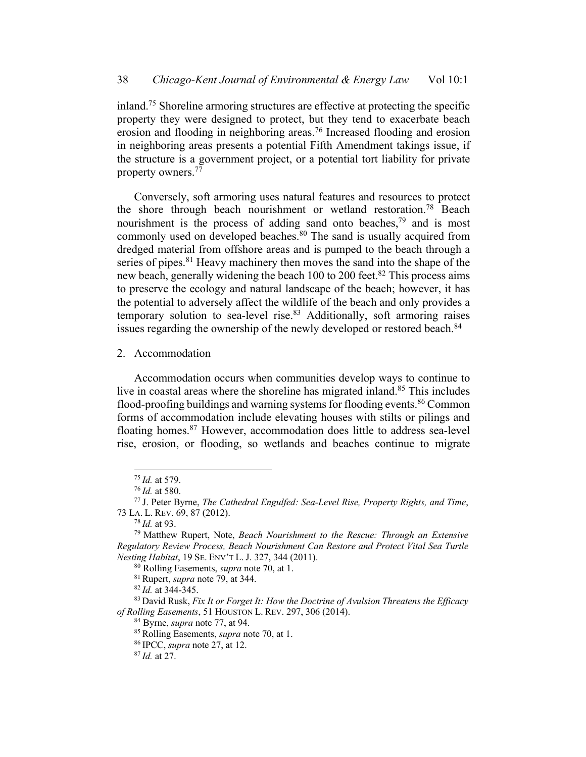inland.[75] Shoreline armoring structures are effective at protecting the specific property they were designed to protect, but they tend to exacerbate beach erosion and flooding in neighboring areas.[76] Increased flooding and erosion in neighboring areas presents a potential Fifth Amendment takings issue, if the structure is a government project, or a potential tort liability for private property owners.[77]

Conversely, soft armoring uses natural features and resources to protect the shore through beach nourishment or wetland restoration.[78] Beach nourishment is the process of adding sand onto beaches,[79] and is most commonly used on developed beaches.[80] The sand is usually acquired from dredged material from offshore areas and is pumped to the beach through a series of pipes.[81] Heavy machinery then moves the sand into the shape of the new beach, generally widening the beach 100 to 200 feet.[82] This process aims to preserve the ecology and natural landscape of the beach; however, it has the potential to adversely affect the wildlife of the beach and only provides a temporary solution to sea-level rise.[83] Additionally, soft armoring raises issues regarding the ownership of the newly developed or restored beach.[84]

2. Accommodation

Accommodation occurs when communities develop ways to continue to live in coastal areas where the shoreline has migrated inland.[85] This includes flood-proofing buildings and warning systems for flooding events.[86] Common forms of accommodation include elevating houses with stilts or pilings and floating homes.[87] However, accommodation does little to address sea-level rise, erosion, or flooding, so wetlands and beaches continue to migrate

---

[75] *Id.* at 579.

[76] *Id.* at 580.

[77] J. Peter Byrne, *The Cathedral Engulfed: Sea-Level Rise, Property Rights, and Time*, 73 LA. L. REV. 69, 87 (2012).

[78] *Id.* at 93.

[79] Matthew Rupert, Note, *Beach Nourishment to the Rescue: Through an Extensive Regulatory Review Process, Beach Nourishment Can Restore and Protect Vital Sea Turtle Nesting Habitat*, 19 SE. ENV'T L. J. 327, 344 (2011).

[80] Rolling Easements, *supra* note 70, at 1.

[81] Rupert, *supra* note 79, at 344.

[82] *Id.* at 344-345.

[83] David Rusk, *Fix It or Forget It: How the Doctrine of Avulsion Threatens the Efficacy of Rolling Easements*, 51 HOUSTON L. REV. 297, 306 (2014).

[84] Byrne, *supra* note 77, at 94.

[85] Rolling Easements, *supra* note 70, at 1.

[86] IPCC, *supra* note 27, at 12.

[87] *Id.* at 27.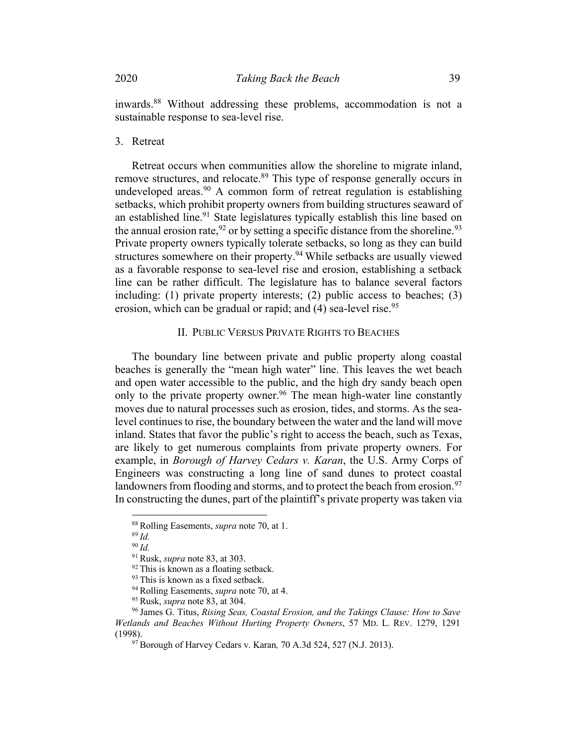inwards.[88] Without addressing these problems, accommodation is not a sustainable response to sea-level rise.

### 3. Retreat

Retreat occurs when communities allow the shoreline to migrate inland, remove structures, and relocate.[89] This type of response generally occurs in undeveloped areas.[90] A common form of retreat regulation is establishing setbacks, which prohibit property owners from building structures seaward of an established line.[91] State legislatures typically establish this line based on the annual erosion rate,[92] or by setting a specific distance from the shoreline.[93] Private property owners typically tolerate setbacks, so long as they can build structures somewhere on their property.[94] While setbacks are usually viewed as a favorable response to sea-level rise and erosion, establishing a setback line can be rather difficult. The legislature has to balance several factors including: (1) private property interests; (2) public access to beaches; (3) erosion, which can be gradual or rapid; and (4) sea-level rise.[95]

## II. Public Versus Private Rights to Beaches

The boundary line between private and public property along coastal beaches is generally the "mean high water" line. This leaves the wet beach and open water accessible to the public, and the high dry sandy beach open only to the private property owner.[96] The mean high-water line constantly moves due to natural processes such as erosion, tides, and storms. As the sea-level continues to rise, the boundary between the water and the land will move inland. States that favor the public's right to access the beach, such as Texas, are likely to get numerous complaints from private property owners. For example, in *Borough of Harvey Cedars v. Karan*, the U.S. Army Corps of Engineers was constructing a long line of sand dunes to protect coastal landowners from flooding and storms, and to protect the beach from erosion.[97] In constructing the dunes, part of the plaintiff's private property was taken via

---

[88] Rolling Easements, *supra* note 70, at 1.

[89] *Id.*

[90] *Id.*

[91] Rusk, *supra* note 83, at 303.

[92] This is known as a floating setback.

[93] This is known as a fixed setback.

[94] Rolling Easements, *supra* note 70, at 4.

[95] Rusk, *supra* note 83, at 304.

[96] James G. Titus, *Rising Seas, Coastal Erosion, and the Takings Clause: How to Save Wetlands and Beaches Without Hurting Property Owners*, 57 MD. L. REV. 1279, 1291 (1998).

[97] Borough of Harvey Cedars v. Karan, 70 A.3d 524, 527 (N.J. 2013).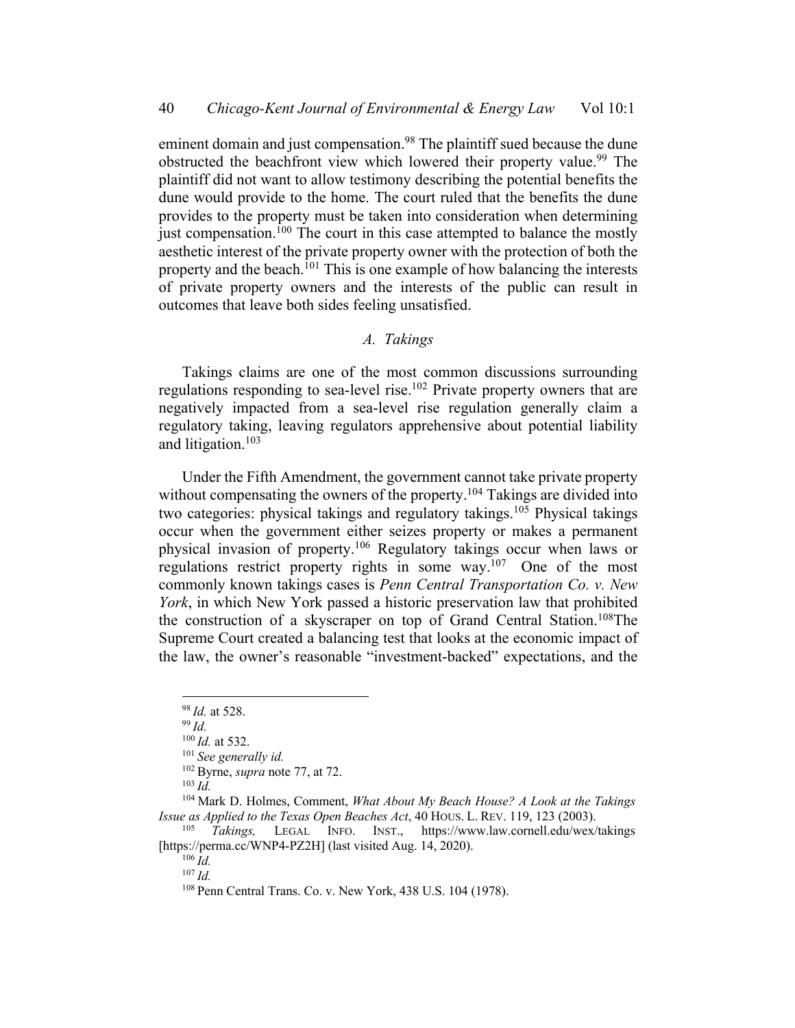eminent domain and just compensation.[98] The plaintiff sued because the dune obstructed the beachfront view which lowered their property value.[99] The plaintiff did not want to allow testimony describing the potential benefits the dune would provide to the home. The court ruled that the benefits the dune provides to the property must be taken into consideration when determining just compensation.[100] The court in this case attempted to balance the mostly aesthetic interest of the private property owner with the protection of both the property and the beach.[101] This is one example of how balancing the interests of private property owners and the interests of the public can result in outcomes that leave both sides feeling unsatisfied.

### *A. Takings*

Takings claims are one of the most common discussions surrounding regulations responding to sea-level rise.[102] Private property owners that are negatively impacted from a sea-level rise regulation generally claim a regulatory taking, leaving regulators apprehensive about potential liability and litigation.[103]

Under the Fifth Amendment, the government cannot take private property without compensating the owners of the property.[104] Takings are divided into two categories: physical takings and regulatory takings.[105] Physical takings occur when the government either seizes property or makes a permanent physical invasion of property.[106] Regulatory takings occur when laws or regulations restrict property rights in some way.[107] One of the most commonly known takings cases is *Penn Central Transportation Co. v. New York*, in which New York passed a historic preservation law that prohibited the construction of a skyscraper on top of Grand Central Station.[108]The Supreme Court created a balancing test that looks at the economic impact of the law, the owner's reasonable "investment-backed" expectations, and the

---

[98] *Id.* at 528.

[99] *Id.*

[100] *Id.* at 532.

[101] *See generally id.*

[102] Byrne, *supra* note 77, at 72.

[103] *Id.*

[104] Mark D. Holmes, Comment, *What About My Beach House? A Look at the Takings Issue as Applied to the Texas Open Beaches Act*, 40 HOUS. L. REV. 119, 123 (2003).

[105] *Takings,* LEGAL INFO. INST., https://www.law.cornell.edu/wex/takings [https://perma.cc/WNP4-PZ2H] (last visited Aug. 14, 2020).

[106] *Id.*

[107] *Id.*

[108] Penn Central Trans. Co. v. New York, 438 U.S. 104 (1978).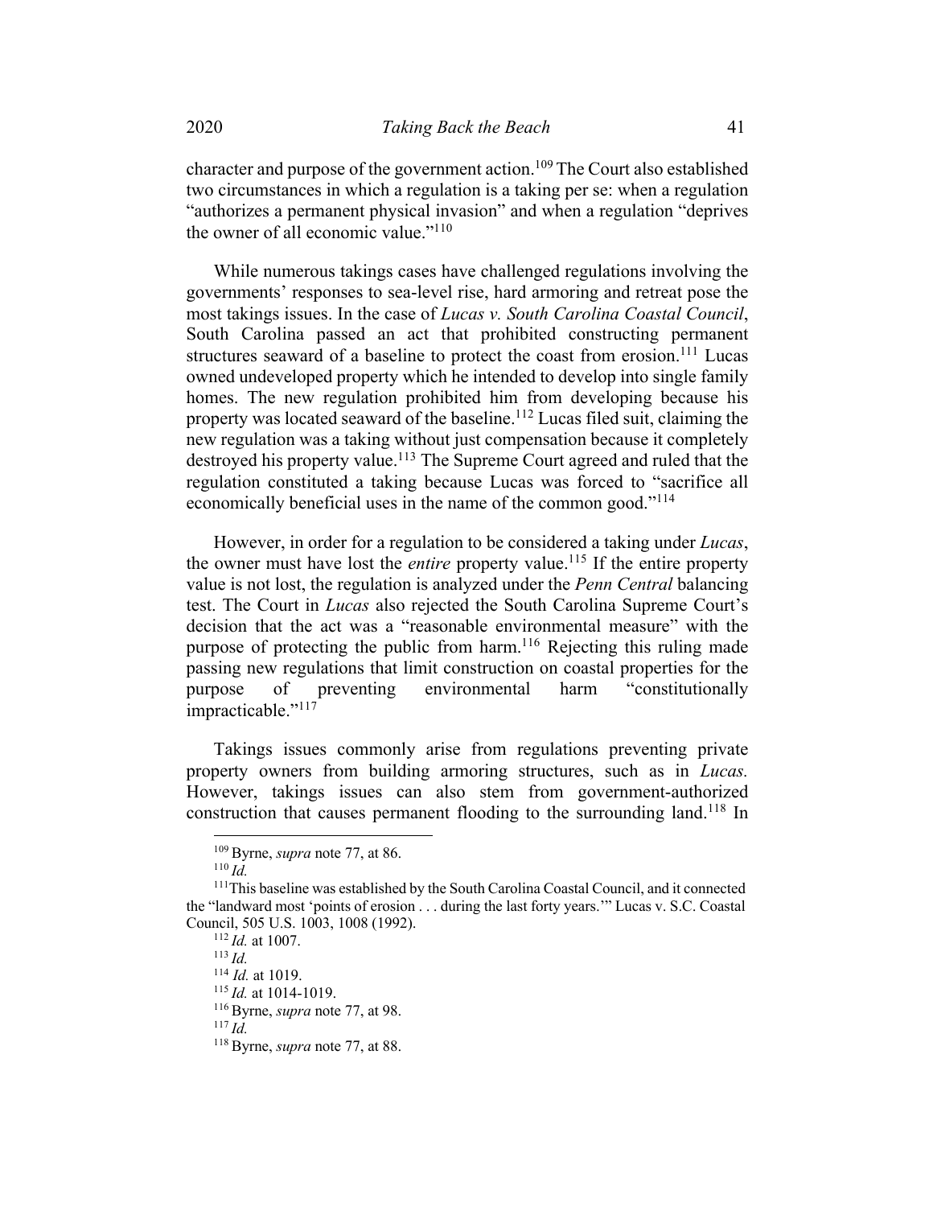character and purpose of the government action.[109] The Court also established two circumstances in which a regulation is a taking per se: when a regulation "authorizes a permanent physical invasion" and when a regulation "deprives the owner of all economic value."[110]

While numerous takings cases have challenged regulations involving the governments' responses to sea-level rise, hard armoring and retreat pose the most takings issues. In the case of *Lucas v. South Carolina Coastal Council*, South Carolina passed an act that prohibited constructing permanent structures seaward of a baseline to protect the coast from erosion.[111] Lucas owned undeveloped property which he intended to develop into single family homes. The new regulation prohibited him from developing because his property was located seaward of the baseline.[112] Lucas filed suit, claiming the new regulation was a taking without just compensation because it completely destroyed his property value.[113] The Supreme Court agreed and ruled that the regulation constituted a taking because Lucas was forced to "sacrifice all economically beneficial uses in the name of the common good."[114]

However, in order for a regulation to be considered a taking under *Lucas*, the owner must have lost the *entire* property value.[115] If the entire property value is not lost, the regulation is analyzed under the *Penn Central* balancing test. The Court in *Lucas* also rejected the South Carolina Supreme Court's decision that the act was a "reasonable environmental measure" with the purpose of protecting the public from harm.[116] Rejecting this ruling made passing new regulations that limit construction on coastal properties for the purpose of preventing environmental harm "constitutionally impracticable."[117]

Takings issues commonly arise from regulations preventing private property owners from building armoring structures, such as in *Lucas.* However, takings issues can also stem from government-authorized construction that causes permanent flooding to the surrounding land.[118] In

---

[109] Byrne, *supra* note 77, at 86.

[110] *Id.*

[111] This baseline was established by the South Carolina Coastal Council, and it connected the "landward most 'points of erosion . . . during the last forty years.'" Lucas v. S.C. Coastal Council, 505 U.S. 1003, 1008 (1992).

[112] *Id.* at 1007.

[113] *Id.*

[114] *Id.* at 1019.

[115] *Id.* at 1014-1019.

[116] Byrne, *supra* note 77, at 98.

[117] *Id.*

[118] Byrne, *supra* note 77, at 88.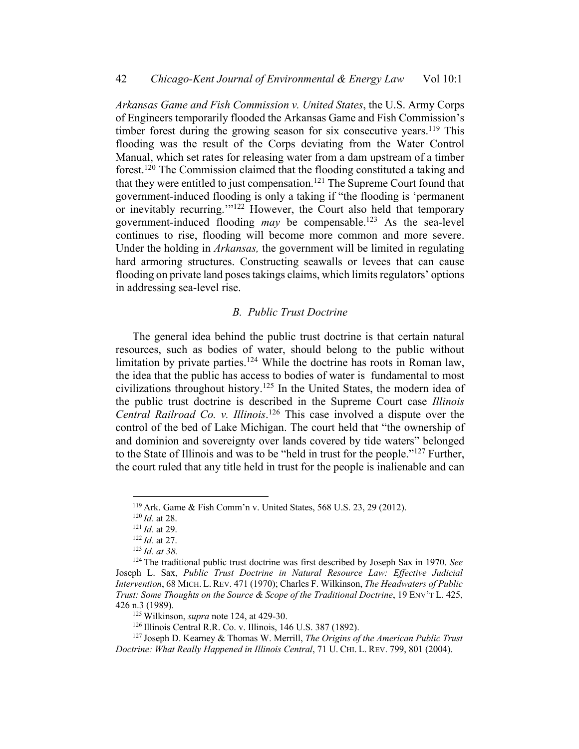*Arkansas Game and Fish Commission v. United States*, the U.S. Army Corps of Engineers temporarily flooded the Arkansas Game and Fish Commission's timber forest during the growing season for six consecutive years.[119] This flooding was the result of the Corps deviating from the Water Control Manual, which set rates for releasing water from a dam upstream of a timber forest.[120] The Commission claimed that the flooding constituted a taking and that they were entitled to just compensation.[121] The Supreme Court found that government-induced flooding is only a taking if "the flooding is 'permanent or inevitably recurring.'"[122] However, the Court also held that temporary government-induced flooding *may* be compensable.[123] As the sea-level continues to rise, flooding will become more common and more severe. Under the holding in *Arkansas,* the government will be limited in regulating hard armoring structures. Constructing seawalls or levees that can cause flooding on private land poses takings claims, which limits regulators' options in addressing sea-level rise.

### *B. Public Trust Doctrine*

The general idea behind the public trust doctrine is that certain natural resources, such as bodies of water, should belong to the public without limitation by private parties.[124] While the doctrine has roots in Roman law, the idea that the public has access to bodies of water is fundamental to most civilizations throughout history.[125] In the United States, the modern idea of the public trust doctrine is described in the Supreme Court case *Illinois Central Railroad Co. v. Illinois*.[126] This case involved a dispute over the control of the bed of Lake Michigan. The court held that "the ownership of and dominion and sovereignty over lands covered by tide waters" belonged to the State of Illinois and was to be "held in trust for the people."[127] Further, the court ruled that any title held in trust for the people is inalienable and can

---

[119] Ark. Game & Fish Comm'n v. United States, 568 U.S. 23, 29 (2012).

[120] *Id.* at 28.

[121] *Id.* at 29.

[122] *Id.* at 27.

[123] *Id. at 38.*

[124] The traditional public trust doctrine was first described by Joseph Sax in 1970. *See* Joseph L. Sax, *Public Trust Doctrine in Natural Resource Law: Effective Judicial Intervention*, 68 MICH. L. REV. 471 (1970); Charles F. Wilkinson, *The Headwaters of Public Trust: Some Thoughts on the Source & Scope of the Traditional Doctrine*, 19 ENV'T L. 425, 426 n.3 (1989).

[125] Wilkinson, *supra* note 124, at 429-30.

[126] Illinois Central R.R. Co. v. Illinois, 146 U.S. 387 (1892).

[127] Joseph D. Kearney & Thomas W. Merrill, *The Origins of the American Public Trust Doctrine: What Really Happened in Illinois Central*, 71 U. CHI. L. REV. 799, 801 (2004).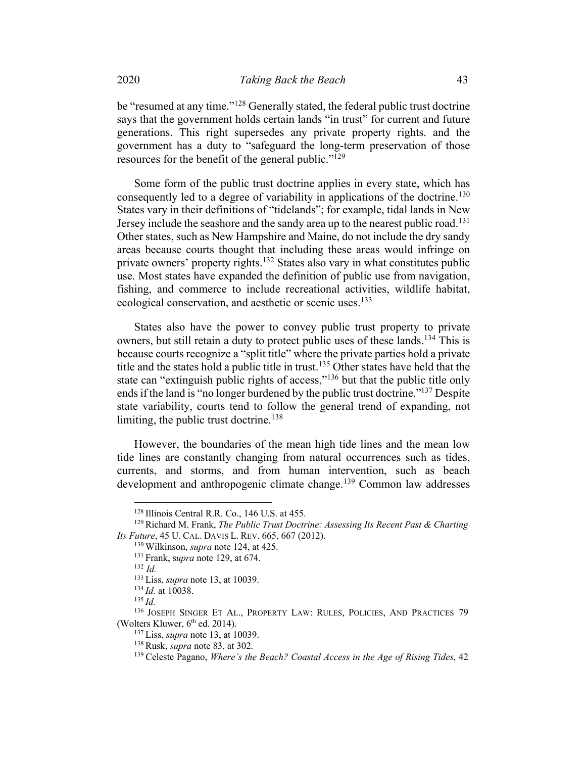be "resumed at any time."[128] Generally stated, the federal public trust doctrine says that the government holds certain lands "in trust" for current and future generations. This right supersedes any private property rights. and the government has a duty to "safeguard the long-term preservation of those resources for the benefit of the general public."[129]

Some form of the public trust doctrine applies in every state, which has consequently led to a degree of variability in applications of the doctrine.[130] States vary in their definitions of "tidelands"; for example, tidal lands in New Jersey include the seashore and the sandy area up to the nearest public road.[131] Other states, such as New Hampshire and Maine, do not include the dry sandy areas because courts thought that including these areas would infringe on private owners' property rights.[132] States also vary in what constitutes public use. Most states have expanded the definition of public use from navigation, fishing, and commerce to include recreational activities, wildlife habitat, ecological conservation, and aesthetic or scenic uses.[133]

States also have the power to convey public trust property to private owners, but still retain a duty to protect public uses of these lands.[134] This is because courts recognize a "split title" where the private parties hold a private title and the states hold a public title in trust.[135] Other states have held that the state can "extinguish public rights of access,"[136] but that the public title only ends if the land is "no longer burdened by the public trust doctrine."[137] Despite state variability, courts tend to follow the general trend of expanding, not limiting, the public trust doctrine.[138]

However, the boundaries of the mean high tide lines and the mean low tide lines are constantly changing from natural occurrences such as tides, currents, and storms, and from human intervention, such as beach development and anthropogenic climate change.[139] Common law addresses

---

[128] Illinois Central R.R. Co., 146 U.S. at 455.

[129] Richard M. Frank, *The Public Trust Doctrine: Assessing Its Recent Past & Charting Its Future*, 45 U. CAL. DAVIS L. REV. 665, 667 (2012).

[130] Wilkinson, *supra* note 124, at 425.

[131] Frank, *supra* note 129, at 674.

[132] *Id.*

[133] Liss, *supra* note 13, at 10039.

[134] *Id.* at 10038.

[135] *Id.*

[136] JOSEPH SINGER ET AL., PROPERTY LAW: RULES, POLICIES, AND PRACTICES 79 (Wolters Kluwer, 6th ed. 2014).

[137] Liss, *supra* note 13, at 10039.

[138] Rusk, *supra* note 83, at 302.

[139] Celeste Pagano, *Where's the Beach? Coastal Access in the Age of Rising Tides*, 42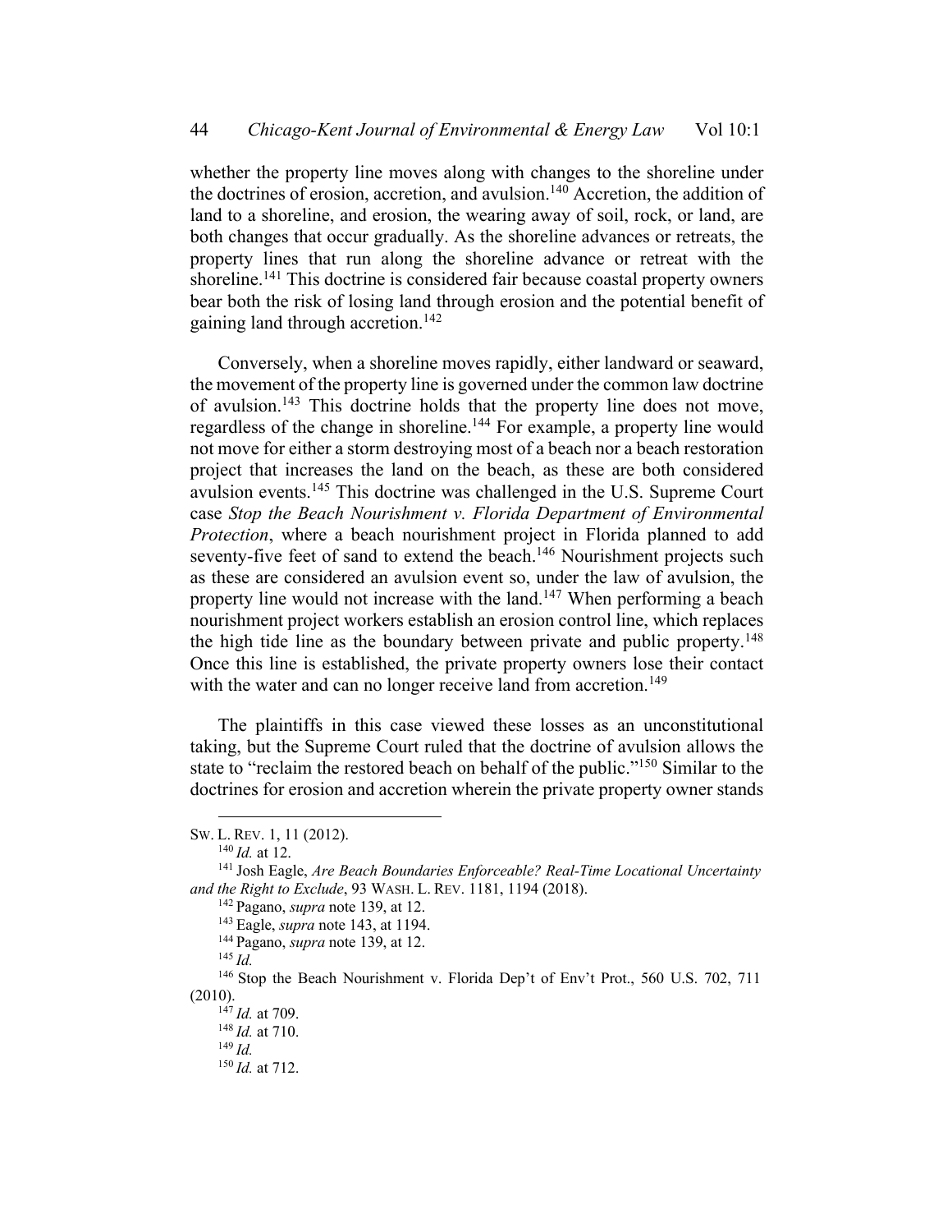whether the property line moves along with changes to the shoreline under the doctrines of erosion, accretion, and avulsion.[140] Accretion, the addition of land to a shoreline, and erosion, the wearing away of soil, rock, or land, are both changes that occur gradually. As the shoreline advances or retreats, the property lines that run along the shoreline advance or retreat with the shoreline.[141] This doctrine is considered fair because coastal property owners bear both the risk of losing land through erosion and the potential benefit of gaining land through accretion.[142]

Conversely, when a shoreline moves rapidly, either landward or seaward, the movement of the property line is governed under the common law doctrine of avulsion.[143] This doctrine holds that the property line does not move, regardless of the change in shoreline.[144] For example, a property line would not move for either a storm destroying most of a beach nor a beach restoration project that increases the land on the beach, as these are both considered avulsion events.[145] This doctrine was challenged in the U.S. Supreme Court case *Stop the Beach Nourishment v. Florida Department of Environmental Protection*, where a beach nourishment project in Florida planned to add seventy-five feet of sand to extend the beach.[146] Nourishment projects such as these are considered an avulsion event so, under the law of avulsion, the property line would not increase with the land.[147] When performing a beach nourishment project workers establish an erosion control line, which replaces the high tide line as the boundary between private and public property.[148] Once this line is established, the private property owners lose their contact with the water and can no longer receive land from accretion.[149]

The plaintiffs in this case viewed these losses as an unconstitutional taking, but the Supreme Court ruled that the doctrine of avulsion allows the state to "reclaim the restored beach on behalf of the public."[150] Similar to the doctrines for erosion and accretion wherein the private property owner stands

---

SW. L. REV. 1, 11 (2012).

[140] *Id.* at 12.

[141] Josh Eagle, *Are Beach Boundaries Enforceable? Real-Time Locational Uncertainty and the Right to Exclude*, 93 WASH. L. REV. 1181, 1194 (2018).

[142] Pagano, *supra* note 139, at 12.

[143] Eagle, *supra* note 143, at 1194.

[144] Pagano, *supra* note 139, at 12.

[145] *Id.*

[146] Stop the Beach Nourishment v. Florida Dep't of Env't Prot., 560 U.S. 702, 711 (2010).

[147] *Id.* at 709.

[148] *Id.* at 710.

[149] *Id.*

[150] *Id.* at 712.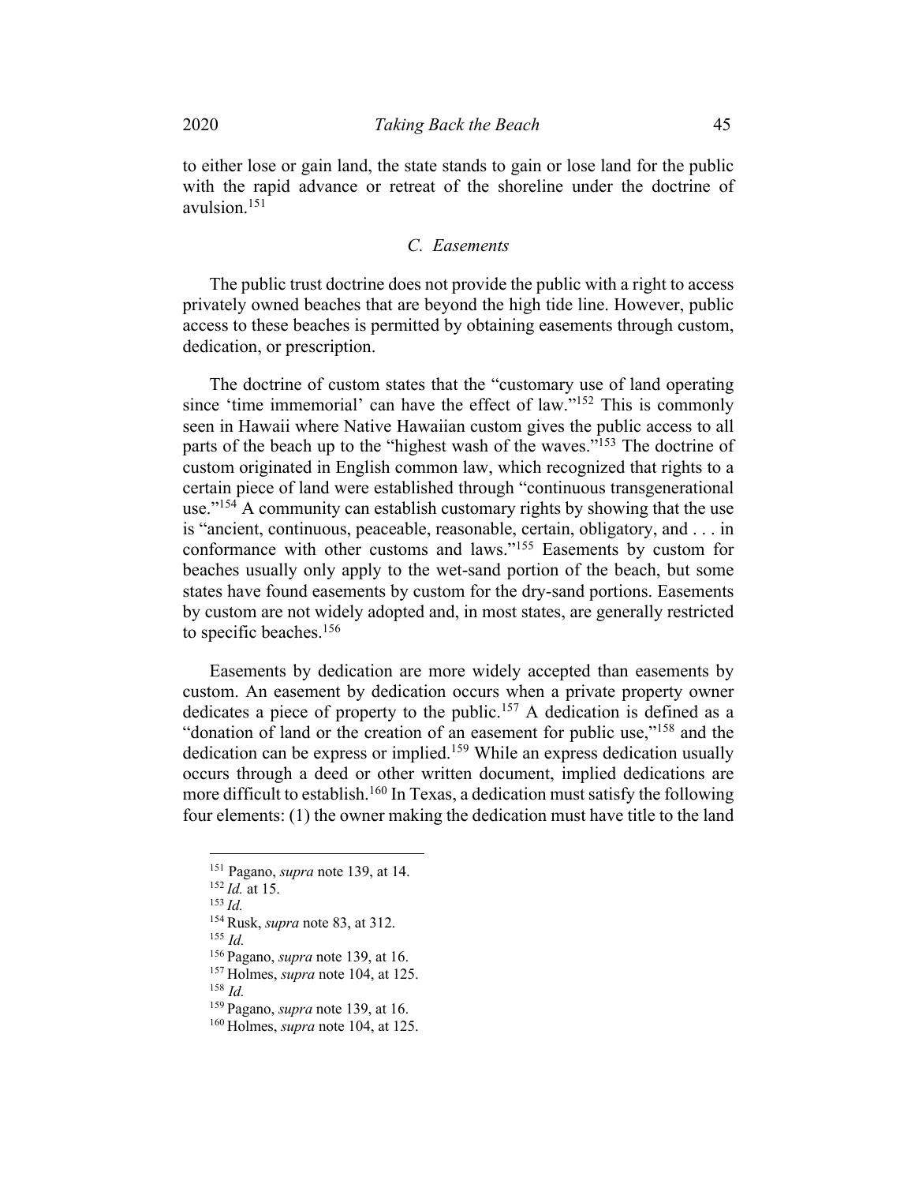to either lose or gain land, the state stands to gain or lose land for the public with the rapid advance or retreat of the shoreline under the doctrine of avulsion.[151]

### C. Easements

The public trust doctrine does not provide the public with a right to access privately owned beaches that are beyond the high tide line. However, public access to these beaches is permitted by obtaining easements through custom, dedication, or prescription.

The doctrine of custom states that the "customary use of land operating since 'time immemorial' can have the effect of law."[152] This is commonly seen in Hawaii where Native Hawaiian custom gives the public access to all parts of the beach up to the "highest wash of the waves."[153] The doctrine of custom originated in English common law, which recognized that rights to a certain piece of land were established through "continuous transgenerational use."[154] A community can establish customary rights by showing that the use is "ancient, continuous, peaceable, reasonable, certain, obligatory, and . . . in conformance with other customs and laws."[155] Easements by custom for beaches usually only apply to the wet-sand portion of the beach, but some states have found easements by custom for the dry-sand portions. Easements by custom are not widely adopted and, in most states, are generally restricted to specific beaches.[156]

Easements by dedication are more widely accepted than easements by custom. An easement by dedication occurs when a private property owner dedicates a piece of property to the public.[157] A dedication is defined as a "donation of land or the creation of an easement for public use,"[158] and the dedication can be express or implied.[159] While an express dedication usually occurs through a deed or other written document, implied dedications are more difficult to establish.[160] In Texas, a dedication must satisfy the following four elements: (1) the owner making the dedication must have title to the land

---

[151] Pagano, *supra* note 139, at 14.
[152] *Id.* at 15.
[153] *Id.*
[154] Rusk, *supra* note 83, at 312.
[155] *Id.*
[156] Pagano, *supra* note 139, at 16.
[157] Holmes, *supra* note 104, at 125.
[158] *Id.*
[159] Pagano, *supra* note 139, at 16.
[160] Holmes, *supra* note 104, at 125.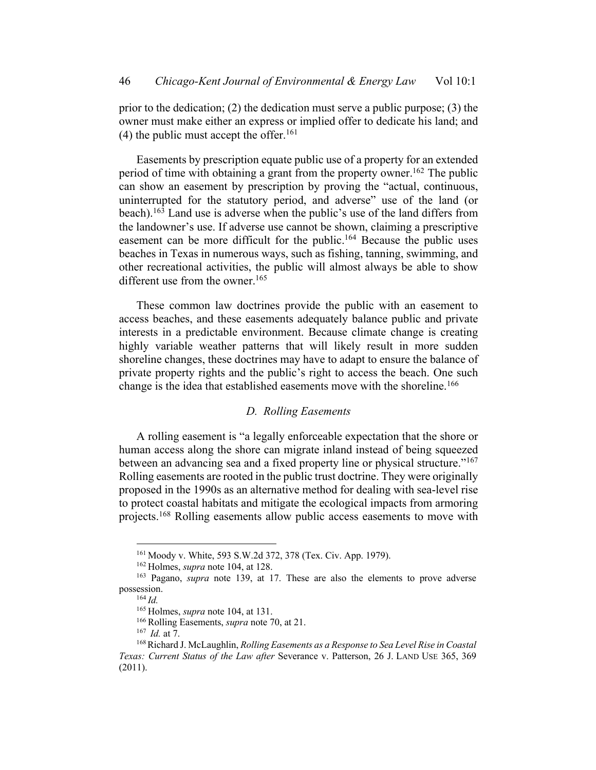prior to the dedication; (2) the dedication must serve a public purpose; (3) the owner must make either an express or implied offer to dedicate his land; and (4) the public must accept the offer.[161]

Easements by prescription equate public use of a property for an extended period of time with obtaining a grant from the property owner.[162] The public can show an easement by prescription by proving the "actual, continuous, uninterrupted for the statutory period, and adverse" use of the land (or beach).[163] Land use is adverse when the public's use of the land differs from the landowner's use. If adverse use cannot be shown, claiming a prescriptive easement can be more difficult for the public.[164] Because the public uses beaches in Texas in numerous ways, such as fishing, tanning, swimming, and other recreational activities, the public will almost always be able to show different use from the owner.[165]

These common law doctrines provide the public with an easement to access beaches, and these easements adequately balance public and private interests in a predictable environment. Because climate change is creating highly variable weather patterns that will likely result in more sudden shoreline changes, these doctrines may have to adapt to ensure the balance of private property rights and the public's right to access the beach. One such change is the idea that established easements move with the shoreline.[166]

### *D. Rolling Easements*

A rolling easement is "a legally enforceable expectation that the shore or human access along the shore can migrate inland instead of being squeezed between an advancing sea and a fixed property line or physical structure."[167] Rolling easements are rooted in the public trust doctrine. They were originally proposed in the 1990s as an alternative method for dealing with sea-level rise to protect coastal habitats and mitigate the ecological impacts from armoring projects.[168] Rolling easements allow public access easements to move with

---

[161] Moody v. White, 593 S.W.2d 372, 378 (Tex. Civ. App. 1979).

[162] Holmes, *supra* note 104, at 128.

[163] Pagano, *supra* note 139, at 17. These are also the elements to prove adverse possession.

[164] *Id.*

[165] Holmes, *supra* note 104, at 131.

[166] Rolling Easements, *supra* note 70, at 21.

[167] *Id.* at 7.

[168] Richard J. McLaughlin, *Rolling Easements as a Response to Sea Level Rise in Coastal Texas: Current Status of the Law after* Severance v. Patterson, 26 J. LAND USE 365, 369 (2011).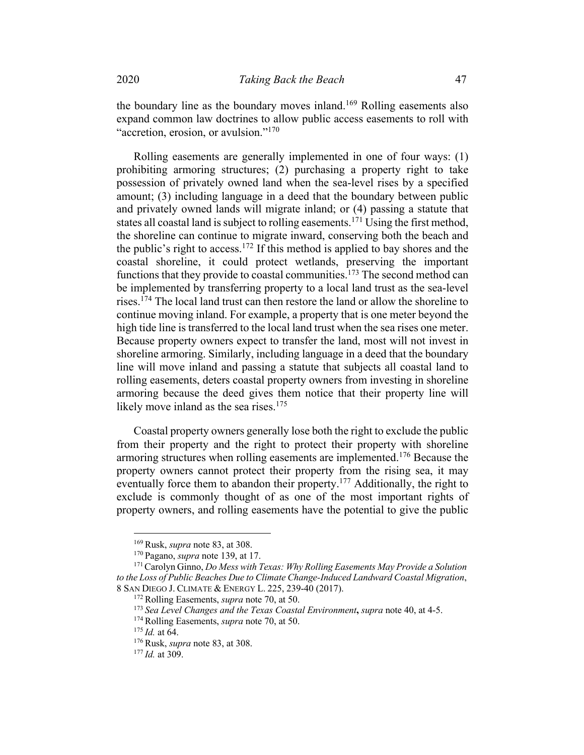the boundary line as the boundary moves inland.[169] Rolling easements also expand common law doctrines to allow public access easements to roll with "accretion, erosion, or avulsion."[170]

Rolling easements are generally implemented in one of four ways: (1) prohibiting armoring structures; (2) purchasing a property right to take possession of privately owned land when the sea-level rises by a specified amount; (3) including language in a deed that the boundary between public and privately owned lands will migrate inland; or (4) passing a statute that states all coastal land is subject to rolling easements.[171] Using the first method, the shoreline can continue to migrate inward, conserving both the beach and the public's right to access.[172] If this method is applied to bay shores and the coastal shoreline, it could protect wetlands, preserving the important functions that they provide to coastal communities.[173] The second method can be implemented by transferring property to a local land trust as the sea-level rises.[174] The local land trust can then restore the land or allow the shoreline to continue moving inland. For example, a property that is one meter beyond the high tide line is transferred to the local land trust when the sea rises one meter. Because property owners expect to transfer the land, most will not invest in shoreline armoring. Similarly, including language in a deed that the boundary line will move inland and passing a statute that subjects all coastal land to rolling easements, deters coastal property owners from investing in shoreline armoring because the deed gives them notice that their property line will likely move inland as the sea rises.[175]

Coastal property owners generally lose both the right to exclude the public from their property and the right to protect their property with shoreline armoring structures when rolling easements are implemented.[176] Because the property owners cannot protect their property from the rising sea, it may eventually force them to abandon their property.[177] Additionally, the right to exclude is commonly thought of as one of the most important rights of property owners, and rolling easements have the potential to give the public

---

[169] Rusk, *supra* note 83, at 308.

[170] Pagano, *supra* note 139, at 17.

[171] Carolyn Ginno, *Do Mess with Texas: Why Rolling Easements May Provide a Solution to the Loss of Public Beaches Due to Climate Change-Induced Landward Coastal Migration*, 8 SAN DIEGO J. CLIMATE & ENERGY L. 225, 239-40 (2017).

[172] Rolling Easements, *supra* note 70, at 50.

[173] *Sea Level Changes and the Texas Coastal Environment*, *supra* note 40, at 4-5.

[174] Rolling Easements, *supra* note 70, at 50.

[175] *Id.* at 64.

[176] Rusk, *supra* note 83, at 308.

[177] *Id.* at 309.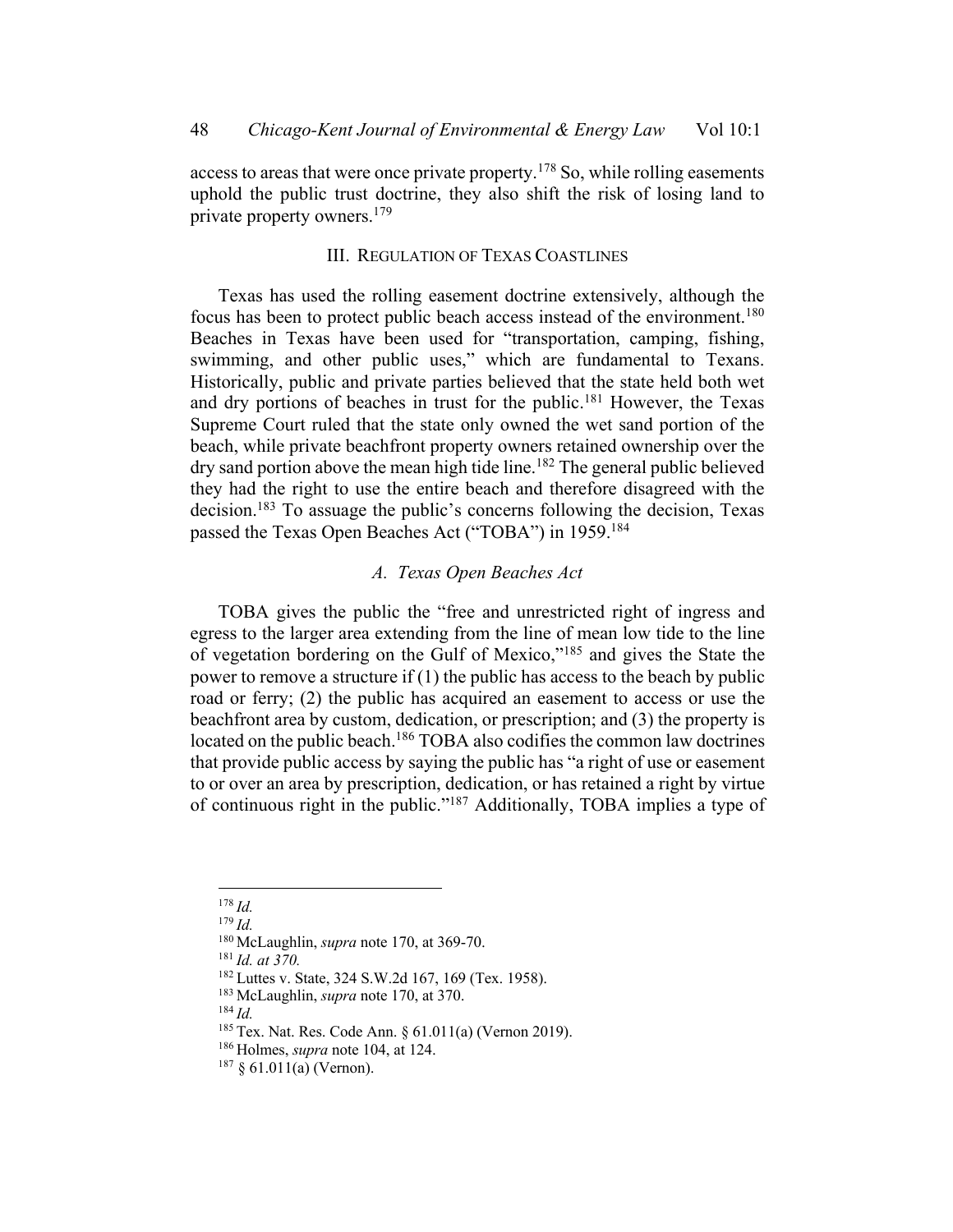access to areas that were once private property.[178] So, while rolling easements uphold the public trust doctrine, they also shift the risk of losing land to private property owners.[179]

## III. REGULATION OF TEXAS COASTLINES

Texas has used the rolling easement doctrine extensively, although the focus has been to protect public beach access instead of the environment.[180] Beaches in Texas have been used for "transportation, camping, fishing, swimming, and other public uses," which are fundamental to Texans. Historically, public and private parties believed that the state held both wet and dry portions of beaches in trust for the public.[181] However, the Texas Supreme Court ruled that the state only owned the wet sand portion of the beach, while private beachfront property owners retained ownership over the dry sand portion above the mean high tide line.[182] The general public believed they had the right to use the entire beach and therefore disagreed with the decision.[183] To assuage the public's concerns following the decision, Texas passed the Texas Open Beaches Act ("TOBA") in 1959.[184]

### *A. Texas Open Beaches Act*

TOBA gives the public the "free and unrestricted right of ingress and egress to the larger area extending from the line of mean low tide to the line of vegetation bordering on the Gulf of Mexico,"[185] and gives the State the power to remove a structure if (1) the public has access to the beach by public road or ferry; (2) the public has acquired an easement to access or use the beachfront area by custom, dedication, or prescription; and (3) the property is located on the public beach.[186] TOBA also codifies the common law doctrines that provide public access by saying the public has "a right of use or easement to or over an area by prescription, dedication, or has retained a right by virtue of continuous right in the public."[187] Additionally, TOBA implies a type of

---

[178] *Id.*
[179] *Id.*
[180] McLaughlin, *supra* note 170, at 369-70.
[181] *Id. at 370.*
[182] Luttes v. State, 324 S.W.2d 167, 169 (Tex. 1958).
[183] McLaughlin, *supra* note 170, at 370.
[184] *Id.*
[185] Tex. Nat. Res. Code Ann. § 61.011(a) (Vernon 2019).
[186] Holmes, *supra* note 104, at 124.
[187] § 61.011(a) (Vernon).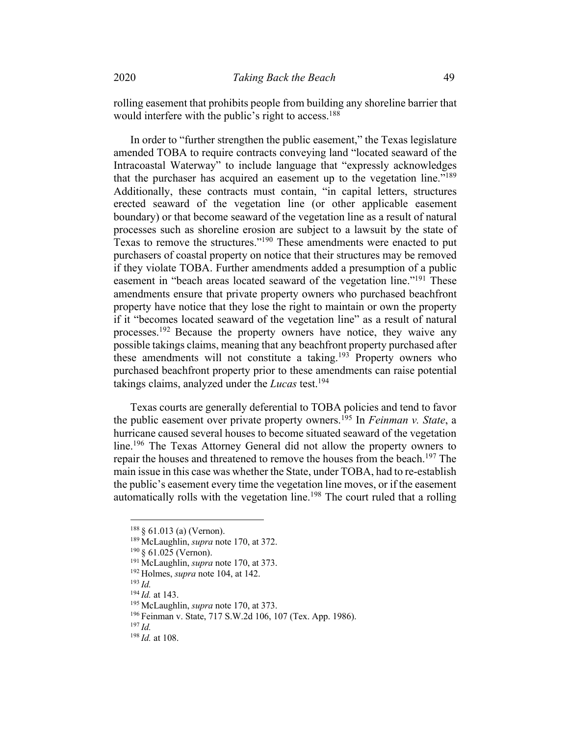rolling easement that prohibits people from building any shoreline barrier that would interfere with the public's right to access.[188]

In order to "further strengthen the public easement," the Texas legislature amended TOBA to require contracts conveying land "located seaward of the Intracoastal Waterway" to include language that "expressly acknowledges that the purchaser has acquired an easement up to the vegetation line."[189] Additionally, these contracts must contain, "in capital letters, structures erected seaward of the vegetation line (or other applicable easement boundary) or that become seaward of the vegetation line as a result of natural processes such as shoreline erosion are subject to a lawsuit by the state of Texas to remove the structures."[190] These amendments were enacted to put purchasers of coastal property on notice that their structures may be removed if they violate TOBA. Further amendments added a presumption of a public easement in "beach areas located seaward of the vegetation line."[191] These amendments ensure that private property owners who purchased beachfront property have notice that they lose the right to maintain or own the property if it "becomes located seaward of the vegetation line" as a result of natural processes.[192] Because the property owners have notice, they waive any possible takings claims, meaning that any beachfront property purchased after these amendments will not constitute a taking.[193] Property owners who purchased beachfront property prior to these amendments can raise potential takings claims, analyzed under the *Lucas* test.[194]

Texas courts are generally deferential to TOBA policies and tend to favor the public easement over private property owners.[195] In *Feinman v. State*, a hurricane caused several houses to become situated seaward of the vegetation line.[196] The Texas Attorney General did not allow the property owners to repair the houses and threatened to remove the houses from the beach.[197] The main issue in this case was whether the State, under TOBA, had to re-establish the public's easement every time the vegetation line moves, or if the easement automatically rolls with the vegetation line.[198] The court ruled that a rolling

---

[188] § 61.013 (a) (Vernon).

[189] McLaughlin, *supra* note 170, at 372.

[190] § 61.025 (Vernon).

[191] McLaughlin, *supra* note 170, at 373.

[192] Holmes, *supra* note 104, at 142.

[193] *Id.*

[194] *Id.* at 143.

[195] McLaughlin, *supra* note 170, at 373.

[196] Feinman v. State, 717 S.W.2d 106, 107 (Tex. App. 1986).

[197] *Id.*

[198] *Id.* at 108.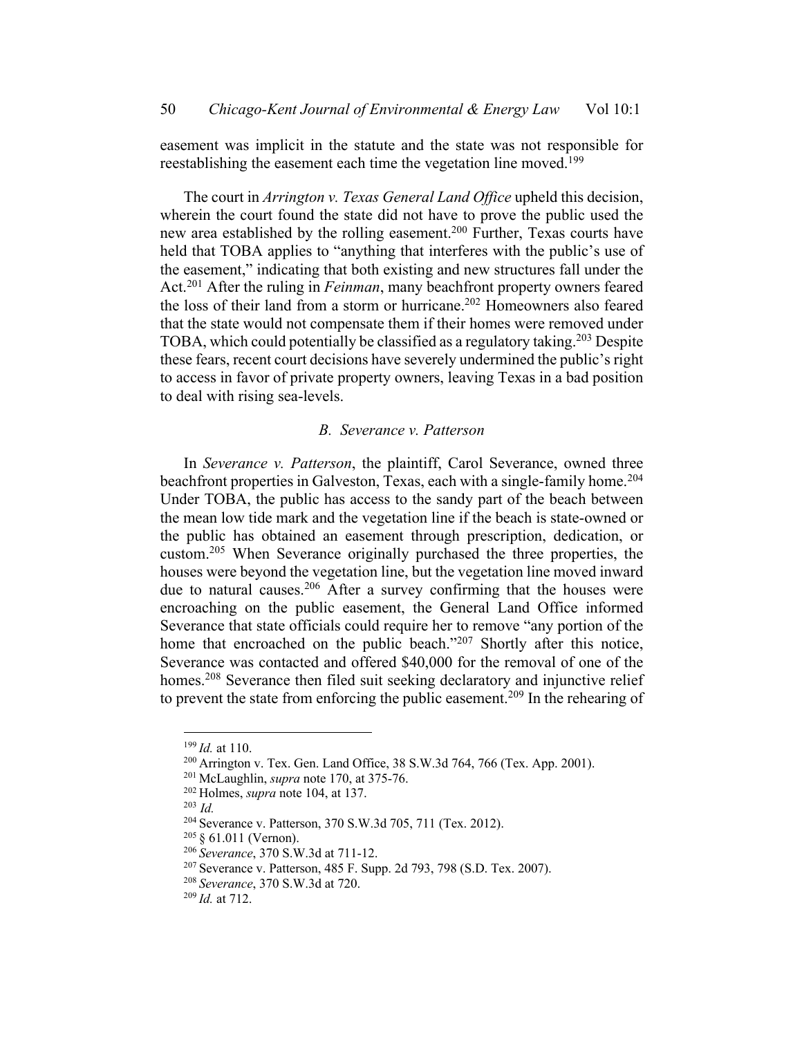easement was implicit in the statute and the state was not responsible for reestablishing the easement each time the vegetation line moved.[199]

The court in *Arrington v. Texas General Land Office* upheld this decision, wherein the court found the state did not have to prove the public used the new area established by the rolling easement.[200] Further, Texas courts have held that TOBA applies to "anything that interferes with the public's use of the easement," indicating that both existing and new structures fall under the Act.[201] After the ruling in *Feinman*, many beachfront property owners feared the loss of their land from a storm or hurricane.[202] Homeowners also feared that the state would not compensate them if their homes were removed under TOBA, which could potentially be classified as a regulatory taking.[203] Despite these fears, recent court decisions have severely undermined the public's right to access in favor of private property owners, leaving Texas in a bad position to deal with rising sea-levels.

### B. *Severance v. Patterson*

In *Severance v. Patterson*, the plaintiff, Carol Severance, owned three beachfront properties in Galveston, Texas, each with a single-family home.[204] Under TOBA, the public has access to the sandy part of the beach between the mean low tide mark and the vegetation line if the beach is state-owned or the public has obtained an easement through prescription, dedication, or custom.[205] When Severance originally purchased the three properties, the houses were beyond the vegetation line, but the vegetation line moved inward due to natural causes.[206] After a survey confirming that the houses were encroaching on the public easement, the General Land Office informed Severance that state officials could require her to remove "any portion of the home that encroached on the public beach."[207] Shortly after this notice, Severance was contacted and offered $40,000 for the removal of one of the homes.[208] Severance then filed suit seeking declaratory and injunctive relief to prevent the state from enforcing the public easement.[209] In the rehearing of

---

[199] *Id.* at 110.

[200] Arrington v. Tex. Gen. Land Office, 38 S.W.3d 764, 766 (Tex. App. 2001).

[201] McLaughlin, *supra* note 170, at 375-76.

[202] Holmes, *supra* note 104, at 137.

[203] *Id.*

[204] Severance v. Patterson, 370 S.W.3d 705, 711 (Tex. 2012).

[205] § 61.011 (Vernon).

[206] *Severance*, 370 S.W.3d at 711-12.

[207] Severance v. Patterson, 485 F. Supp. 2d 793, 798 (S.D. Tex. 2007).

[208] *Severance*, 370 S.W.3d at 720.

[209] *Id.* at 712.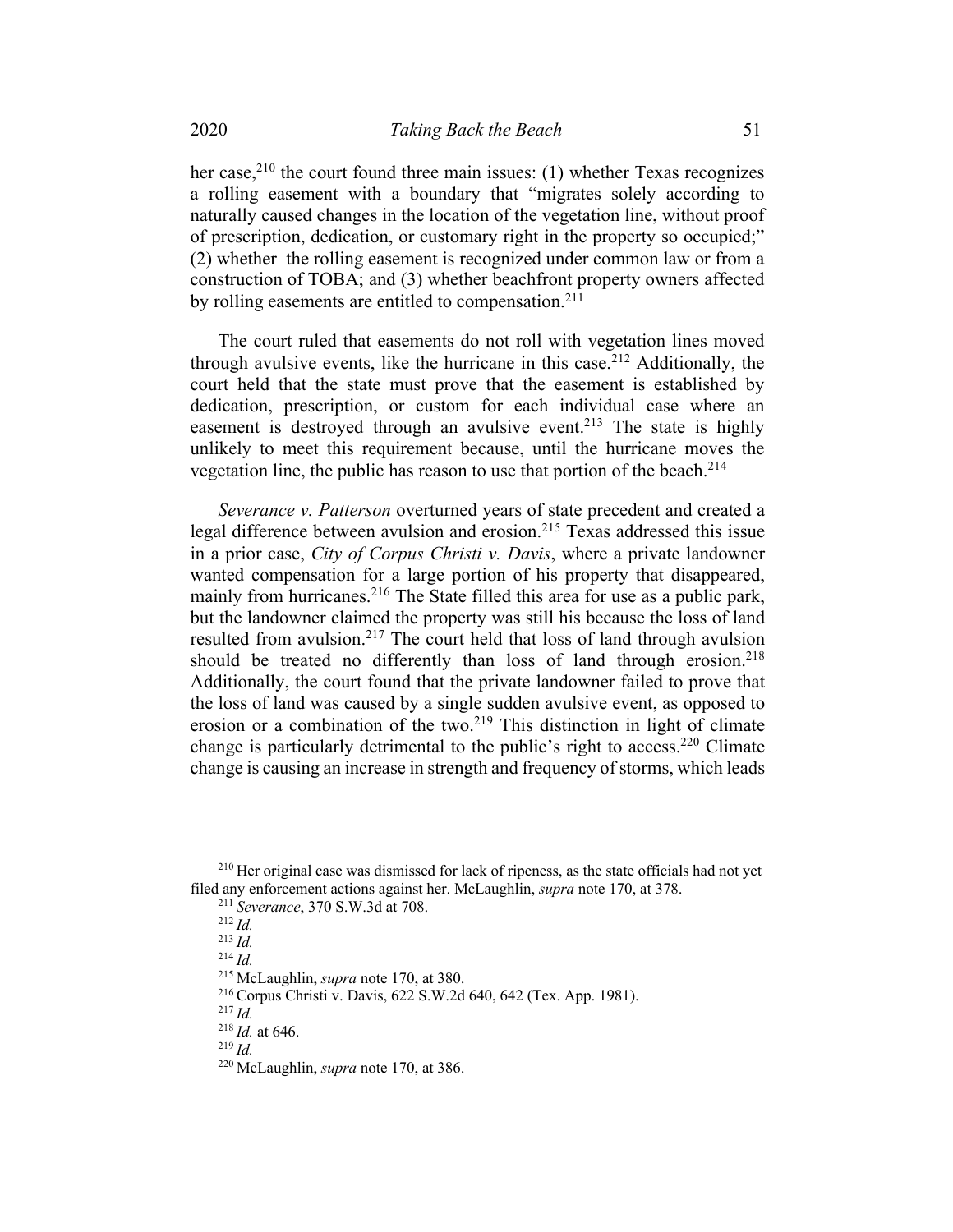her case,[210] the court found three main issues: (1) whether Texas recognizes a rolling easement with a boundary that "migrates solely according to naturally caused changes in the location of the vegetation line, without proof of prescription, dedication, or customary right in the property so occupied;" (2) whether the rolling easement is recognized under common law or from a construction of TOBA; and (3) whether beachfront property owners affected by rolling easements are entitled to compensation.[211]

The court ruled that easements do not roll with vegetation lines moved through avulsive events, like the hurricane in this case.[212] Additionally, the court held that the state must prove that the easement is established by dedication, prescription, or custom for each individual case where an easement is destroyed through an avulsive event.[213] The state is highly unlikely to meet this requirement because, until the hurricane moves the vegetation line, the public has reason to use that portion of the beach.[214]

*Severance v. Patterson* overturned years of state precedent and created a legal difference between avulsion and erosion.[215] Texas addressed this issue in a prior case, *City of Corpus Christi v. Davis*, where a private landowner wanted compensation for a large portion of his property that disappeared, mainly from hurricanes.[216] The State filled this area for use as a public park, but the landowner claimed the property was still his because the loss of land resulted from avulsion.[217] The court held that loss of land through avulsion should be treated no differently than loss of land through erosion.[218] Additionally, the court found that the private landowner failed to prove that the loss of land was caused by a single sudden avulsive event, as opposed to erosion or a combination of the two.[219] This distinction in light of climate change is particularly detrimental to the public's right to access.[220] Climate change is causing an increase in strength and frequency of storms, which leads

---

[210] Her original case was dismissed for lack of ripeness, as the state officials had not yet filed any enforcement actions against her. McLaughlin, *supra* note 170, at 378.

[211] *Severance*, 370 S.W.3d at 708.

[212] *Id.*

[213] *Id.*

[214] *Id.*

[215] McLaughlin, *supra* note 170, at 380.

[216] Corpus Christi v. Davis, 622 S.W.2d 640, 642 (Tex. App. 1981).

[217] *Id.*

[218] *Id.* at 646.

[219] *Id.*

[220] McLaughlin, *supra* note 170, at 386.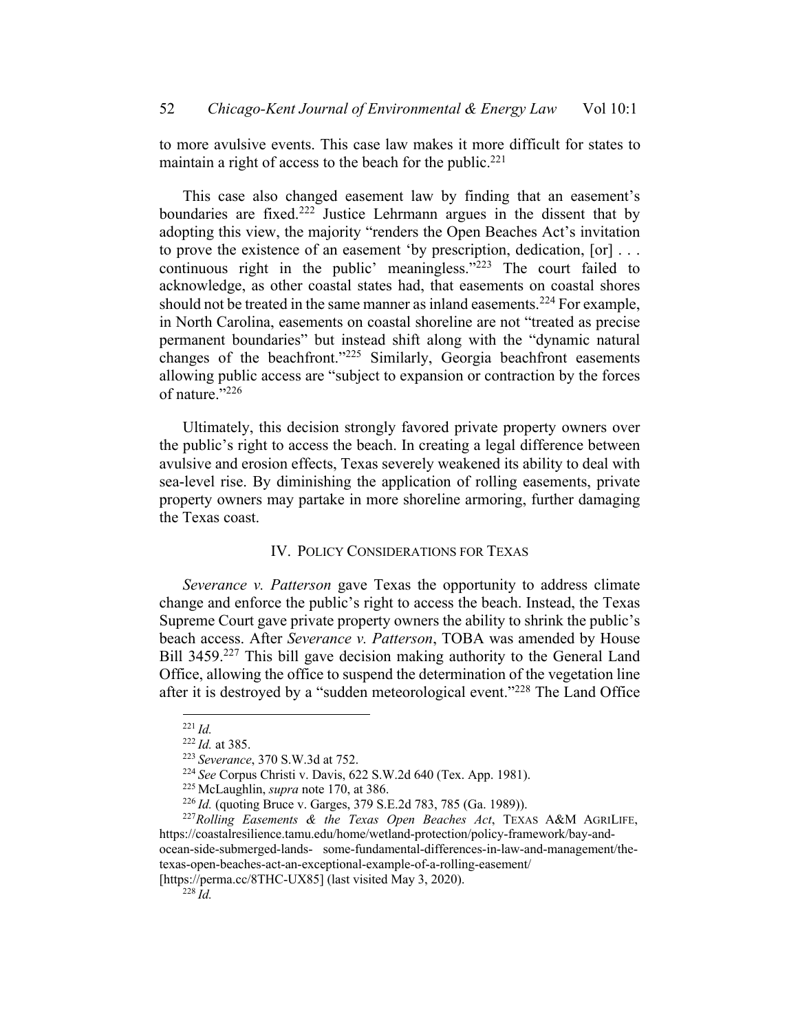to more avulsive events. This case law makes it more difficult for states to maintain a right of access to the beach for the public.[221]

This case also changed easement law by finding that an easement's boundaries are fixed.[222] Justice Lehrmann argues in the dissent that by adopting this view, the majority "renders the Open Beaches Act's invitation to prove the existence of an easement 'by prescription, dedication, [or] . . . continuous right in the public' meaningless."[223] The court failed to acknowledge, as other coastal states had, that easements on coastal shores should not be treated in the same manner as inland easements.[224] For example, in North Carolina, easements on coastal shoreline are not "treated as precise permanent boundaries" but instead shift along with the "dynamic natural changes of the beachfront."[225] Similarly, Georgia beachfront easements allowing public access are "subject to expansion or contraction by the forces of nature."[226]

Ultimately, this decision strongly favored private property owners over the public's right to access the beach. In creating a legal difference between avulsive and erosion effects, Texas severely weakened its ability to deal with sea-level rise. By diminishing the application of rolling easements, private property owners may partake in more shoreline armoring, further damaging the Texas coast.

## IV. Policy Considerations for Texas

*Severance v. Patterson* gave Texas the opportunity to address climate change and enforce the public's right to access the beach. Instead, the Texas Supreme Court gave private property owners the ability to shrink the public's beach access. After *Severance v. Patterson*, TOBA was amended by House Bill 3459.[227] This bill gave decision making authority to the General Land Office, allowing the office to suspend the determination of the vegetation line after it is destroyed by a "sudden meteorological event."[228] The Land Office

---

[221] *Id.*

[222] *Id.* at 385.

[223] *Severance*, 370 S.W.3d at 752.

[224] *See* Corpus Christi v. Davis, 622 S.W.2d 640 (Tex. App. 1981).

[225] McLaughlin, *supra* note 170, at 386.

[226] *Id.* (quoting Bruce v. Garges, 379 S.E.2d 783, 785 (Ga. 1989)).

[227] *Rolling Easements & the Texas Open Beaches Act*, TEXAS A&M AGRILIFE, https://coastalresilience.tamu.edu/home/wetland-protection/policy-framework/bay-and-ocean-side-submerged-lands- some-fundamental-differences-in-law-and-management/the-texas-open-beaches-act-an-exceptional-example-of-a-rolling-easement/ [https://perma.cc/8THC-UX85] (last visited May 3, 2020).

[228] *Id.*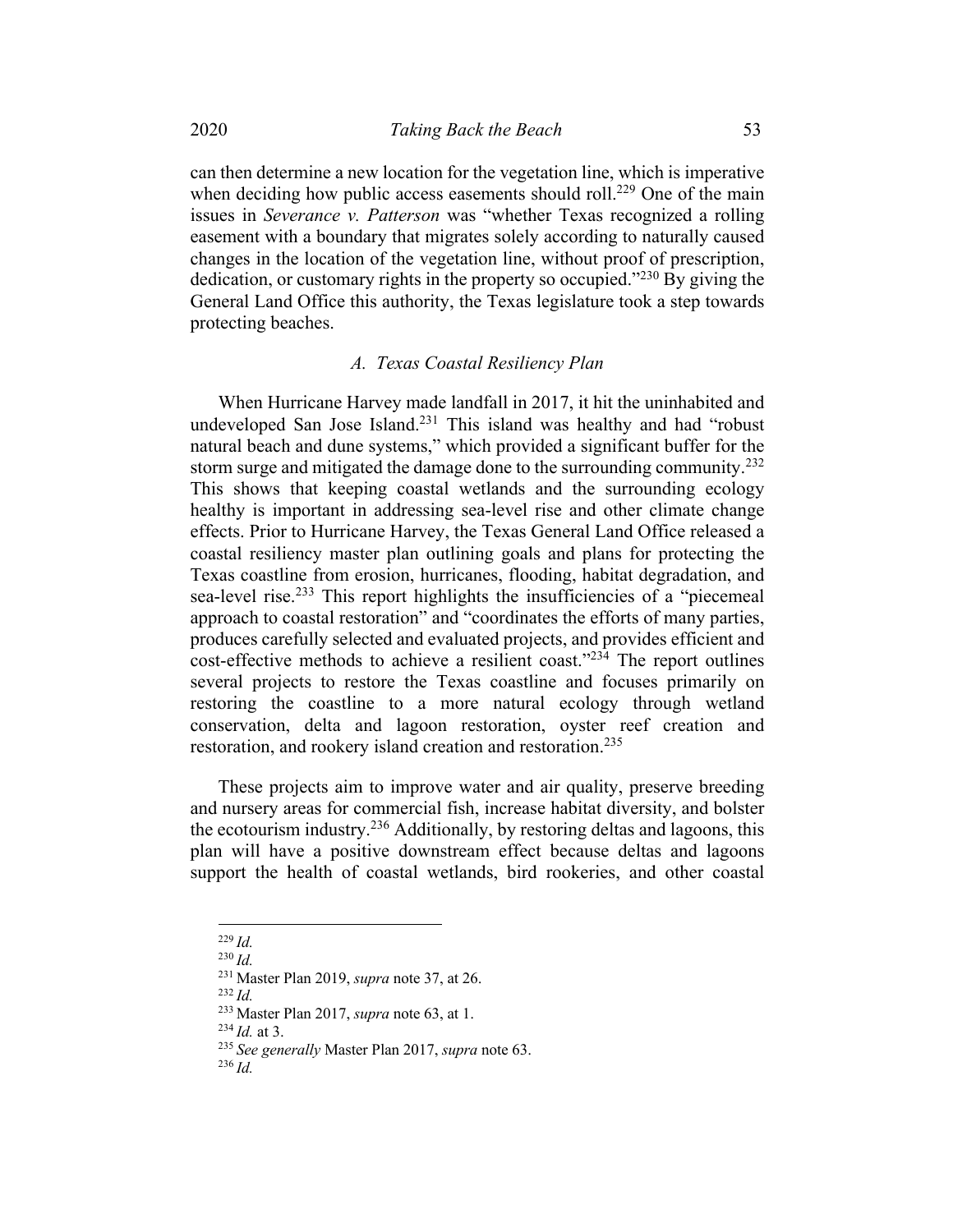can then determine a new location for the vegetation line, which is imperative when deciding how public access easements should roll.[229] One of the main issues in *Severance v. Patterson* was "whether Texas recognized a rolling easement with a boundary that migrates solely according to naturally caused changes in the location of the vegetation line, without proof of prescription, dedication, or customary rights in the property so occupied."[230] By giving the General Land Office this authority, the Texas legislature took a step towards protecting beaches.

### *A. Texas Coastal Resiliency Plan*

When Hurricane Harvey made landfall in 2017, it hit the uninhabited and undeveloped San Jose Island.[231] This island was healthy and had "robust natural beach and dune systems," which provided a significant buffer for the storm surge and mitigated the damage done to the surrounding community.[232] This shows that keeping coastal wetlands and the surrounding ecology healthy is important in addressing sea-level rise and other climate change effects. Prior to Hurricane Harvey, the Texas General Land Office released a coastal resiliency master plan outlining goals and plans for protecting the Texas coastline from erosion, hurricanes, flooding, habitat degradation, and sea-level rise.[233] This report highlights the insufficiencies of a "piecemeal approach to coastal restoration" and "coordinates the efforts of many parties, produces carefully selected and evaluated projects, and provides efficient and cost-effective methods to achieve a resilient coast."[234] The report outlines several projects to restore the Texas coastline and focuses primarily on restoring the coastline to a more natural ecology through wetland conservation, delta and lagoon restoration, oyster reef creation and restoration, and rookery island creation and restoration.[235]

These projects aim to improve water and air quality, preserve breeding and nursery areas for commercial fish, increase habitat diversity, and bolster the ecotourism industry.[236] Additionally, by restoring deltas and lagoons, this plan will have a positive downstream effect because deltas and lagoons support the health of coastal wetlands, bird rookeries, and other coastal

---

[229] *Id.*

[230] *Id.*

[231] Master Plan 2019, *supra* note 37, at 26.

[232] *Id.*

[233] Master Plan 2017, *supra* note 63, at 1.

[234] *Id.* at 3.

[235] *See generally* Master Plan 2017, *supra* note 63.

[236] *Id.*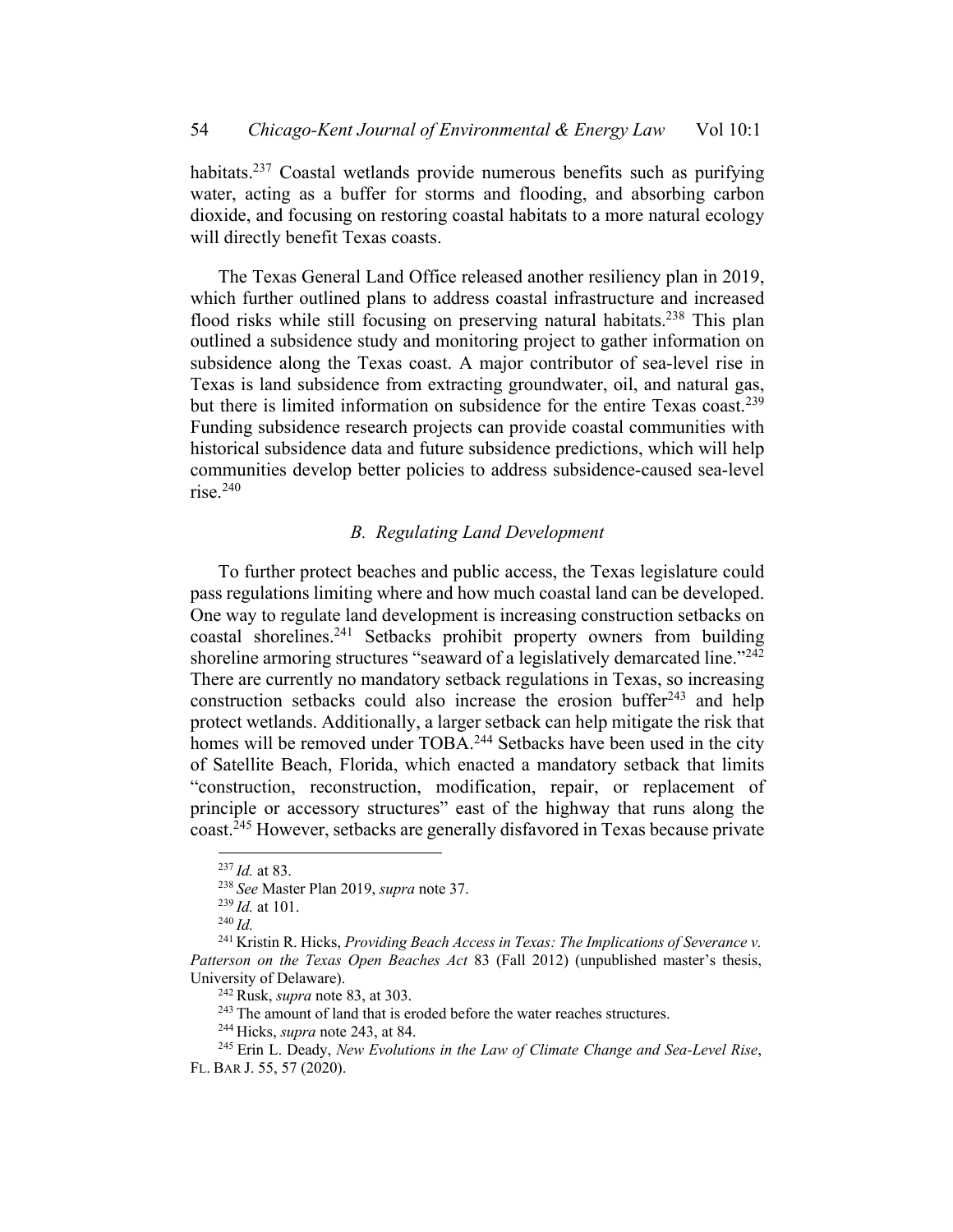habitats.[237] Coastal wetlands provide numerous benefits such as purifying water, acting as a buffer for storms and flooding, and absorbing carbon dioxide, and focusing on restoring coastal habitats to a more natural ecology will directly benefit Texas coasts.

The Texas General Land Office released another resiliency plan in 2019, which further outlined plans to address coastal infrastructure and increased flood risks while still focusing on preserving natural habitats.[238] This plan outlined a subsidence study and monitoring project to gather information on subsidence along the Texas coast. A major contributor of sea-level rise in Texas is land subsidence from extracting groundwater, oil, and natural gas, but there is limited information on subsidence for the entire Texas coast.[239] Funding subsidence research projects can provide coastal communities with historical subsidence data and future subsidence predictions, which will help communities develop better policies to address subsidence-caused sea-level rise.[240]

### *B. Regulating Land Development*

To further protect beaches and public access, the Texas legislature could pass regulations limiting where and how much coastal land can be developed. One way to regulate land development is increasing construction setbacks on coastal shorelines.[241] Setbacks prohibit property owners from building shoreline armoring structures "seaward of a legislatively demarcated line."[242] There are currently no mandatory setback regulations in Texas, so increasing construction setbacks could also increase the erosion buffer[243] and help protect wetlands. Additionally, a larger setback can help mitigate the risk that homes will be removed under TOBA.[244] Setbacks have been used in the city of Satellite Beach, Florida, which enacted a mandatory setback that limits "construction, reconstruction, modification, repair, or replacement of principle or accessory structures" east of the highway that runs along the coast.[245] However, setbacks are generally disfavored in Texas because private

---

[237] *Id.* at 83.

[238] *See* Master Plan 2019, *supra* note 37.

[239] *Id.* at 101.

[240] *Id.*

[241] Kristin R. Hicks, *Providing Beach Access in Texas: The Implications of Severance v. Patterson on the Texas Open Beaches Act* 83 (Fall 2012) (unpublished master's thesis, University of Delaware).

[242] Rusk, *supra* note 83, at 303.

[243] The amount of land that is eroded before the water reaches structures.

[244] Hicks, *supra* note 243, at 84.

[245] Erin L. Deady, *New Evolutions in the Law of Climate Change and Sea-Level Rise*, FL. BAR J. 55, 57 (2020).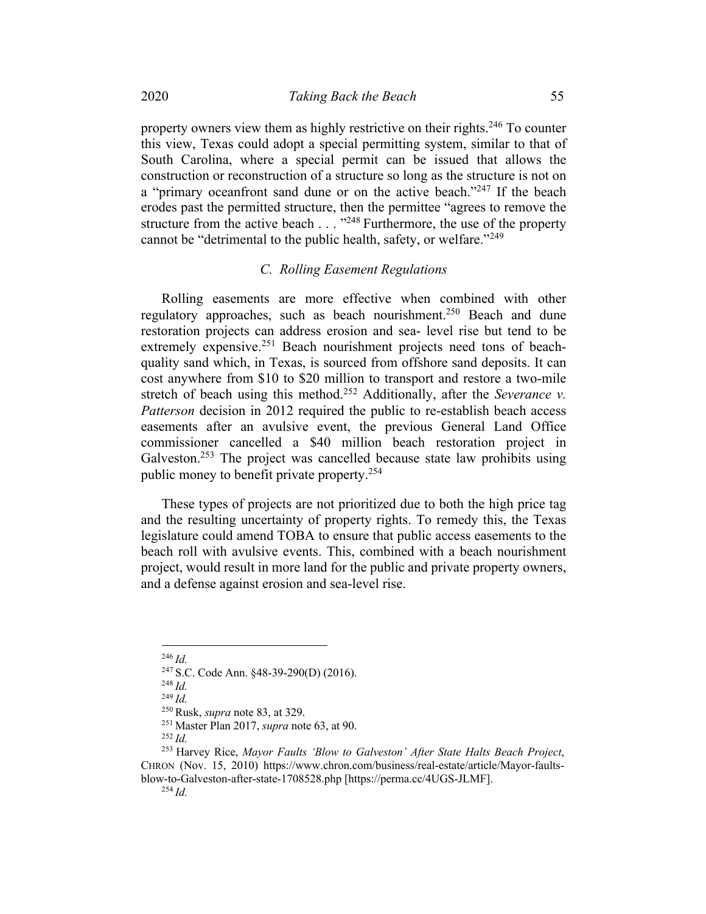property owners view them as highly restrictive on their rights.[246] To counter this view, Texas could adopt a special permitting system, similar to that of South Carolina, where a special permit can be issued that allows the construction or reconstruction of a structure so long as the structure is not on a "primary oceanfront sand dune or on the active beach."[247] If the beach erodes past the permitted structure, then the permittee "agrees to remove the structure from the active beach . . . "[248] Furthermore, the use of the property cannot be "detrimental to the public health, safety, or welfare."[249]

### *C. Rolling Easement Regulations*

Rolling easements are more effective when combined with other regulatory approaches, such as beach nourishment.[250] Beach and dune restoration projects can address erosion and sea- level rise but tend to be extremely expensive.[251] Beach nourishment projects need tons of beach-quality sand which, in Texas, is sourced from offshore sand deposits. It can cost anywhere from $10 to $20 million to transport and restore a two-mile stretch of beach using this method.[252] Additionally, after the *Severance v. Patterson* decision in 2012 required the public to re-establish beach access easements after an avulsive event, the previous General Land Office commissioner cancelled a $40 million beach restoration project in Galveston.[253] The project was cancelled because state law prohibits using public money to benefit private property.[254]

These types of projects are not prioritized due to both the high price tag and the resulting uncertainty of property rights. To remedy this, the Texas legislature could amend TOBA to ensure that public access easements to the beach roll with avulsive events. This, combined with a beach nourishment project, would result in more land for the public and private property owners, and a defense against erosion and sea-level rise.

---

[246] *Id.*

[247] S.C. Code Ann. §48-39-290(D) (2016).

[248] *Id.*

[249] *Id.*

[250] Rusk, *supra* note 83, at 329.

[251] Master Plan 2017, *supra* note 63, at 90.

[252] *Id.*

[253] Harvey Rice, *Mayor Faults 'Blow to Galveston' After State Halts Beach Project*, CHRON (Nov. 15, 2010) https://www.chron.com/business/real-estate/article/Mayor-faults-blow-to-Galveston-after-state-1708528.php [https://perma.cc/4UGS-JLMF].

[254] *Id.*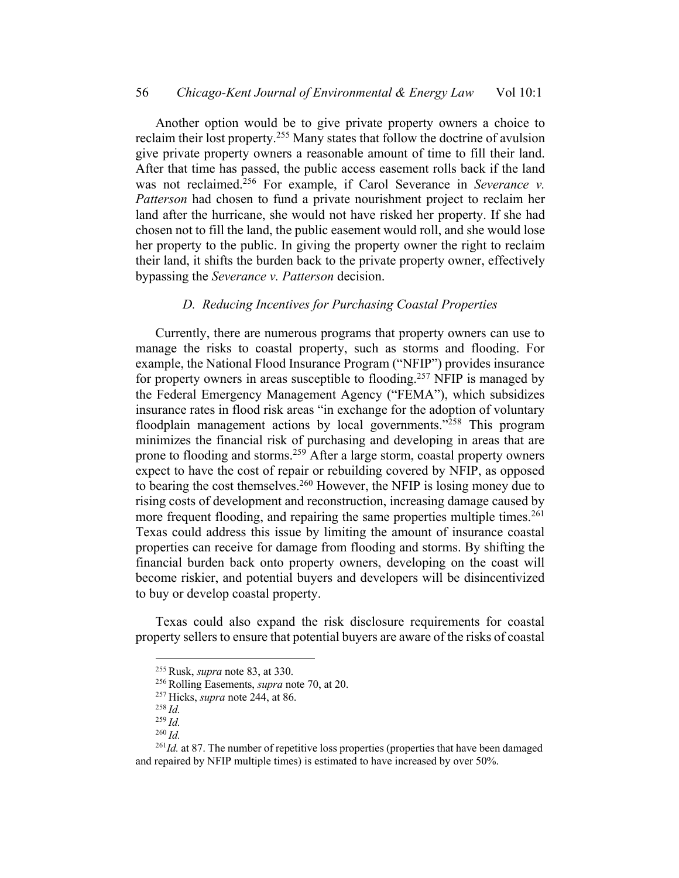Another option would be to give private property owners a choice to reclaim their lost property.[255] Many states that follow the doctrine of avulsion give private property owners a reasonable amount of time to fill their land. After that time has passed, the public access easement rolls back if the land was not reclaimed.[256] For example, if Carol Severance in *Severance v. Patterson* had chosen to fund a private nourishment project to reclaim her land after the hurricane, she would not have risked her property. If she had chosen not to fill the land, the public easement would roll, and she would lose her property to the public. In giving the property owner the right to reclaim their land, it shifts the burden back to the private property owner, effectively bypassing the *Severance v. Patterson* decision.

### *D. Reducing Incentives for Purchasing Coastal Properties*

Currently, there are numerous programs that property owners can use to manage the risks to coastal property, such as storms and flooding. For example, the National Flood Insurance Program ("NFIP") provides insurance for property owners in areas susceptible to flooding.[257] NFIP is managed by the Federal Emergency Management Agency ("FEMA"), which subsidizes insurance rates in flood risk areas "in exchange for the adoption of voluntary floodplain management actions by local governments."[258] This program minimizes the financial risk of purchasing and developing in areas that are prone to flooding and storms.[259] After a large storm, coastal property owners expect to have the cost of repair or rebuilding covered by NFIP, as opposed to bearing the cost themselves.[260] However, the NFIP is losing money due to rising costs of development and reconstruction, increasing damage caused by more frequent flooding, and repairing the same properties multiple times.[261] Texas could address this issue by limiting the amount of insurance coastal properties can receive for damage from flooding and storms. By shifting the financial burden back onto property owners, developing on the coast will become riskier, and potential buyers and developers will be disincentivized to buy or develop coastal property.

Texas could also expand the risk disclosure requirements for coastal property sellers to ensure that potential buyers are aware of the risks of coastal

---

[255] Rusk, *supra* note 83, at 330.

[256] Rolling Easements, *supra* note 70, at 20.

[257] Hicks, *supra* note 244, at 86.

[258] *Id.*

[259] *Id.*

[260] *Id.*

[261] *Id.* at 87. The number of repetitive loss properties (properties that have been damaged and repaired by NFIP multiple times) is estimated to have increased by over 50%.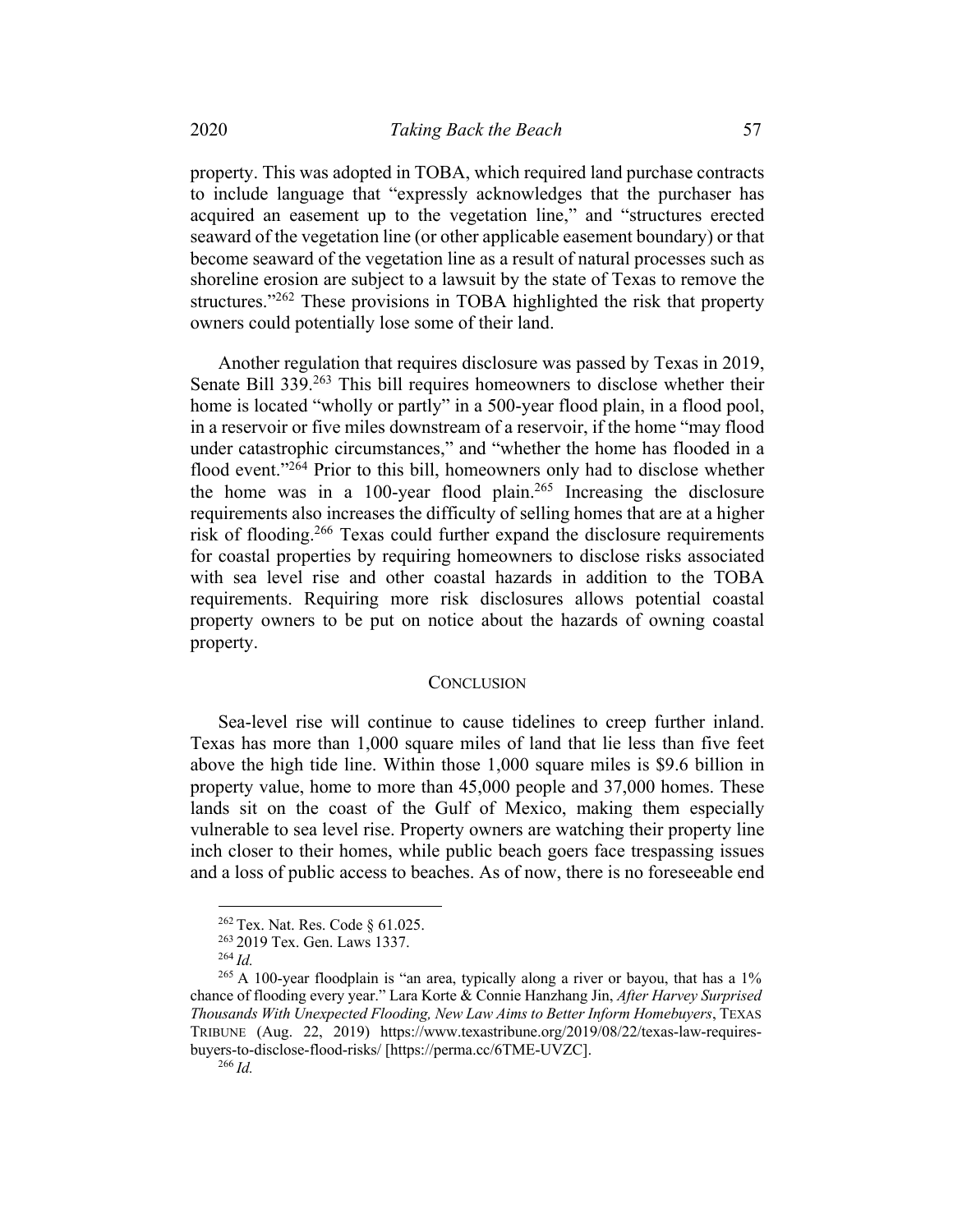property. This was adopted in TOBA, which required land purchase contracts to include language that "expressly acknowledges that the purchaser has acquired an easement up to the vegetation line," and "structures erected seaward of the vegetation line (or other applicable easement boundary) or that become seaward of the vegetation line as a result of natural processes such as shoreline erosion are subject to a lawsuit by the state of Texas to remove the structures."[262] These provisions in TOBA highlighted the risk that property owners could potentially lose some of their land.

Another regulation that requires disclosure was passed by Texas in 2019, Senate Bill 339.[263] This bill requires homeowners to disclose whether their home is located "wholly or partly" in a 500-year flood plain, in a flood pool, in a reservoir or five miles downstream of a reservoir, if the home "may flood under catastrophic circumstances," and "whether the home has flooded in a flood event."[264] Prior to this bill, homeowners only had to disclose whether the home was in a 100-year flood plain.[265] Increasing the disclosure requirements also increases the difficulty of selling homes that are at a higher risk of flooding.[266] Texas could further expand the disclosure requirements for coastal properties by requiring homeowners to disclose risks associated with sea level rise and other coastal hazards in addition to the TOBA requirements. Requiring more risk disclosures allows potential coastal property owners to be put on notice about the hazards of owning coastal property.

## CONCLUSION

Sea-level rise will continue to cause tidelines to creep further inland. Texas has more than 1,000 square miles of land that lie less than five feet above the high tide line. Within those 1,000 square miles is $9.6 billion in property value, home to more than 45,000 people and 37,000 homes. These lands sit on the coast of the Gulf of Mexico, making them especially vulnerable to sea level rise. Property owners are watching their property line inch closer to their homes, while public beach goers face trespassing issues and a loss of public access to beaches. As of now, there is no foreseeable end

---

[262] Tex. Nat. Res. Code § 61.025.

[263] 2019 Tex. Gen. Laws 1337.

[264] *Id.*

[265] A 100-year floodplain is "an area, typically along a river or bayou, that has a 1% chance of flooding every year." Lara Korte & Connie Hanzhang Jin, *After Harvey Surprised Thousands With Unexpected Flooding, New Law Aims to Better Inform Homebuyers*, TEXAS TRIBUNE (Aug. 22, 2019) https://www.texastribune.org/2019/08/22/texas-law-requires-buyers-to-disclose-flood-risks/ [https://perma.cc/6TME-UVZC].

[266] *Id.*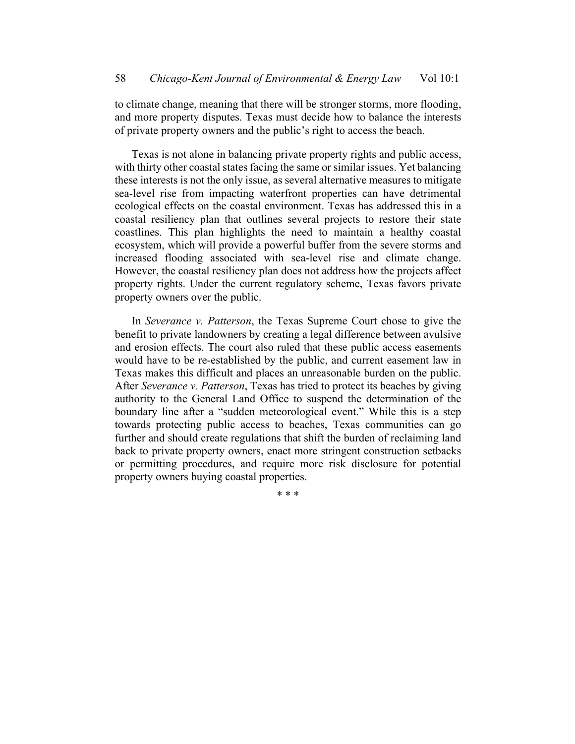to climate change, meaning that there will be stronger storms, more flooding, and more property disputes. Texas must decide how to balance the interests of private property owners and the public's right to access the beach.

Texas is not alone in balancing private property rights and public access, with thirty other coastal states facing the same or similar issues. Yet balancing these interests is not the only issue, as several alternative measures to mitigate sea-level rise from impacting waterfront properties can have detrimental ecological effects on the coastal environment. Texas has addressed this in a coastal resiliency plan that outlines several projects to restore their state coastlines. This plan highlights the need to maintain a healthy coastal ecosystem, which will provide a powerful buffer from the severe storms and increased flooding associated with sea-level rise and climate change. However, the coastal resiliency plan does not address how the projects affect property rights. Under the current regulatory scheme, Texas favors private property owners over the public.

In *Severance v. Patterson*, the Texas Supreme Court chose to give the benefit to private landowners by creating a legal difference between avulsive and erosion effects. The court also ruled that these public access easements would have to be re-established by the public, and current easement law in Texas makes this difficult and places an unreasonable burden on the public. After *Severance v. Patterson*, Texas has tried to protect its beaches by giving authority to the General Land Office to suspend the determination of the boundary line after a "sudden meteorological event." While this is a step towards protecting public access to beaches, Texas communities can go further and should create regulations that shift the burden of reclaiming land back to private property owners, enact more stringent construction setbacks or permitting procedures, and require more risk disclosure for potential property owners buying coastal properties.

\* \* \*